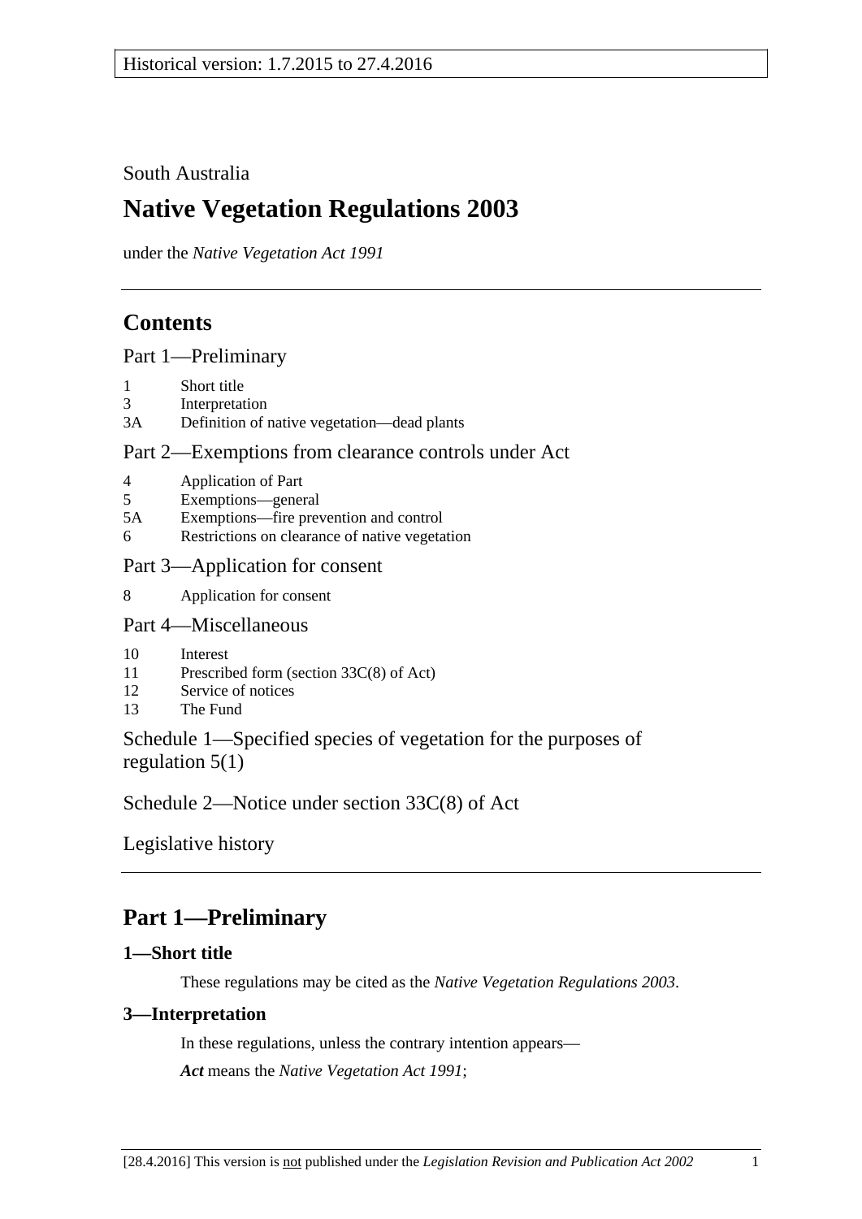South Australia

# Native Vegetation Regulations 2003

under the *Native Vegetation Act 1991*

## Contents

Part 1—Preliminary

1 Short title
3 Interpretation
3A Definition of native vegetation—dead plants

Part 2—Exemptions from clearance controls under Act

4 Application of Part
5 Exemptions—general
5A Exemptions—fire prevention and control
6 Restrictions on clearance of native vegetation

Part 3—Application for consent

8 Application for consent

Part 4—Miscellaneous

10 Interest
11 Prescribed form (section 33C(8) of Act)
12 Service of notices
13 The Fund

Schedule 1—Specified species of vegetation for the purposes of regulation 5(1)

Schedule 2—Notice under section 33C(8) of Act

Legislative history

## Part 1—Preliminary

### 1—Short title

These regulations may be cited as the *Native Vegetation Regulations 2003*.

### 3—Interpretation

In these regulations, unless the contrary intention appears—

***Act*** means the *Native Vegetation Act 1991*;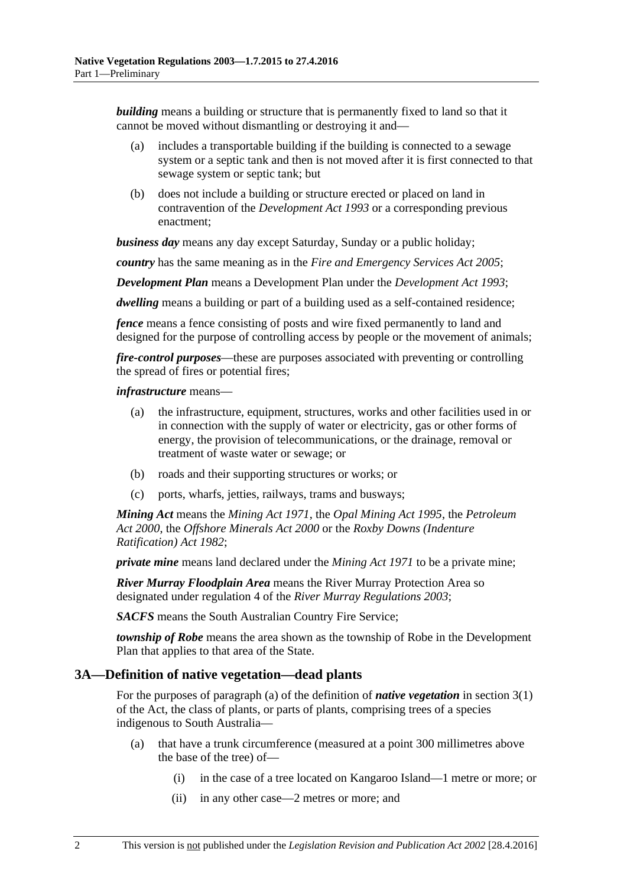***building*** means a building or structure that is permanently fixed to land so that it cannot be moved without dismantling or destroying it and—

(a) includes a transportable building if the building is connected to a sewage system or a septic tank and then is not moved after it is first connected to that sewage system or septic tank; but

(b) does not include a building or structure erected or placed on land in contravention of the *Development Act 1993* or a corresponding previous enactment;

***business day*** means any day except Saturday, Sunday or a public holiday;

***country*** has the same meaning as in the *Fire and Emergency Services Act 2005*;

***Development Plan*** means a Development Plan under the *Development Act 1993*;

***dwelling*** means a building or part of a building used as a self-contained residence;

***fence*** means a fence consisting of posts and wire fixed permanently to land and designed for the purpose of controlling access by people or the movement of animals;

***fire-control purposes***—these are purposes associated with preventing or controlling the spread of fires or potential fires;

***infrastructure*** means—

(a) the infrastructure, equipment, structures, works and other facilities used in or in connection with the supply of water or electricity, gas or other forms of energy, the provision of telecommunications, or the drainage, removal or treatment of waste water or sewage; or

(b) roads and their supporting structures or works; or

(c) ports, wharfs, jetties, railways, trams and busways;

***Mining Act*** means the *Mining Act 1971*, the *Opal Mining Act 1995*, the *Petroleum Act 2000*, the *Offshore Minerals Act 2000* or the *Roxby Downs (Indenture Ratification) Act 1982*;

***private mine*** means land declared under the *Mining Act 1971* to be a private mine;

***River Murray Floodplain Area*** means the River Murray Protection Area so designated under regulation 4 of the *River Murray Regulations 2003*;

***SACFS*** means the South Australian Country Fire Service;

***township of Robe*** means the area shown as the township of Robe in the Development Plan that applies to that area of the State.

## 3A—Definition of native vegetation—dead plants

For the purposes of paragraph (a) of the definition of ***native vegetation*** in section 3(1) of the Act, the class of plants, or parts of plants, comprising trees of a species indigenous to South Australia—

(a) that have a trunk circumference (measured at a point 300 millimetres above the base of the tree) of—

(i) in the case of a tree located on Kangaroo Island—1 metre or more; or

(ii) in any other case—2 metres or more; and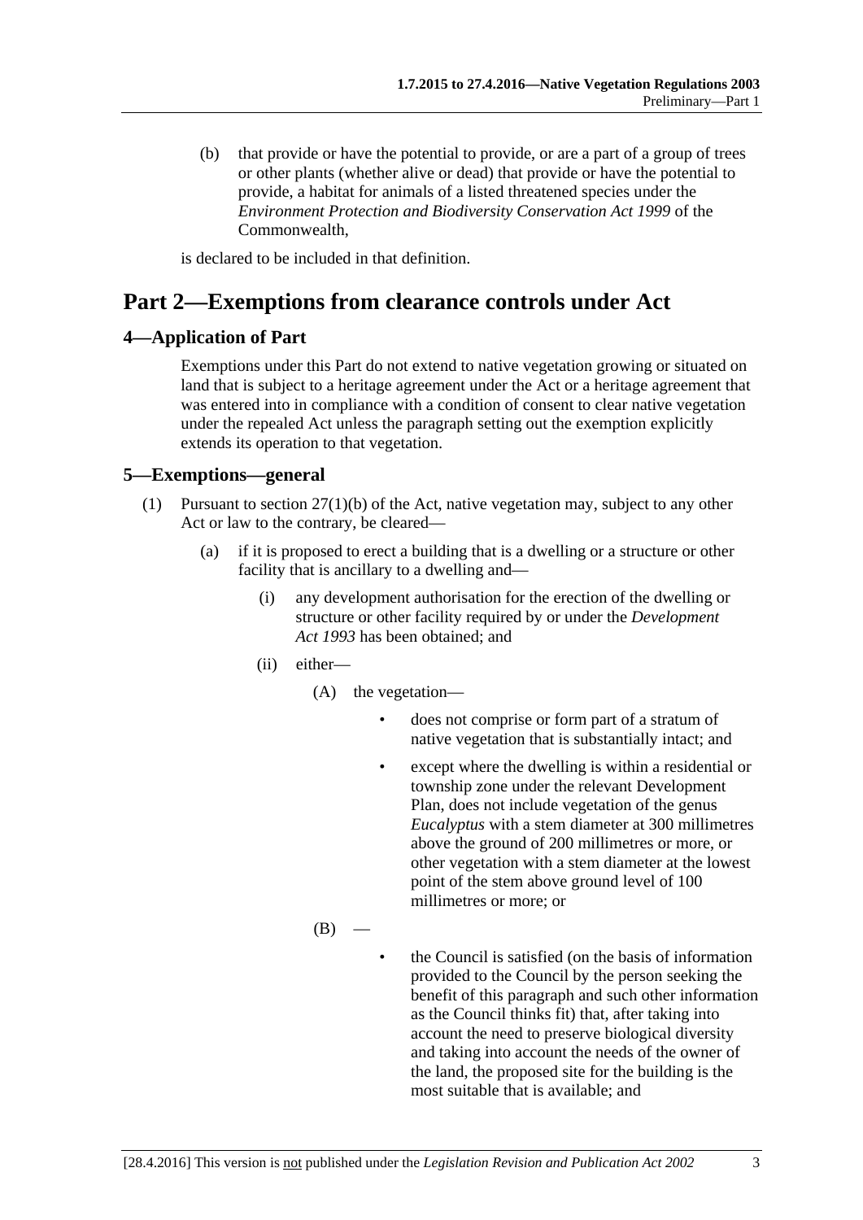(b) that provide or have the potential to provide, or are a part of a group of trees or other plants (whether alive or dead) that provide or have the potential to provide, a habitat for animals of a listed threatened species under the *Environment Protection and Biodiversity Conservation Act 1999* of the Commonwealth,

is declared to be included in that definition.

# Part 2—Exemptions from clearance controls under Act

## 4—Application of Part

Exemptions under this Part do not extend to native vegetation growing or situated on land that is subject to a heritage agreement under the Act or a heritage agreement that was entered into in compliance with a condition of consent to clear native vegetation under the repealed Act unless the paragraph setting out the exemption explicitly extends its operation to that vegetation.

## 5—Exemptions—general

(1) Pursuant to section 27(1)(b) of the Act, native vegetation may, subject to any other Act or law to the contrary, be cleared—

(a) if it is proposed to erect a building that is a dwelling or a structure or other facility that is ancillary to a dwelling and—

(i) any development authorisation for the erection of the dwelling or structure or other facility required by or under the *Development Act 1993* has been obtained; and

(ii) either—

(A) the vegetation—

- does not comprise or form part of a stratum of native vegetation that is substantially intact; and
- except where the dwelling is within a residential or township zone under the relevant Development Plan, does not include vegetation of the genus *Eucalyptus* with a stem diameter at 300 millimetres above the ground of 200 millimetres or more, or other vegetation with a stem diameter at the lowest point of the stem above ground level of 100 millimetres or more; or

(B) —

- the Council is satisfied (on the basis of information provided to the Council by the person seeking the benefit of this paragraph and such other information as the Council thinks fit) that, after taking into account the need to preserve biological diversity and taking into account the needs of the owner of the land, the proposed site for the building is the most suitable that is available; and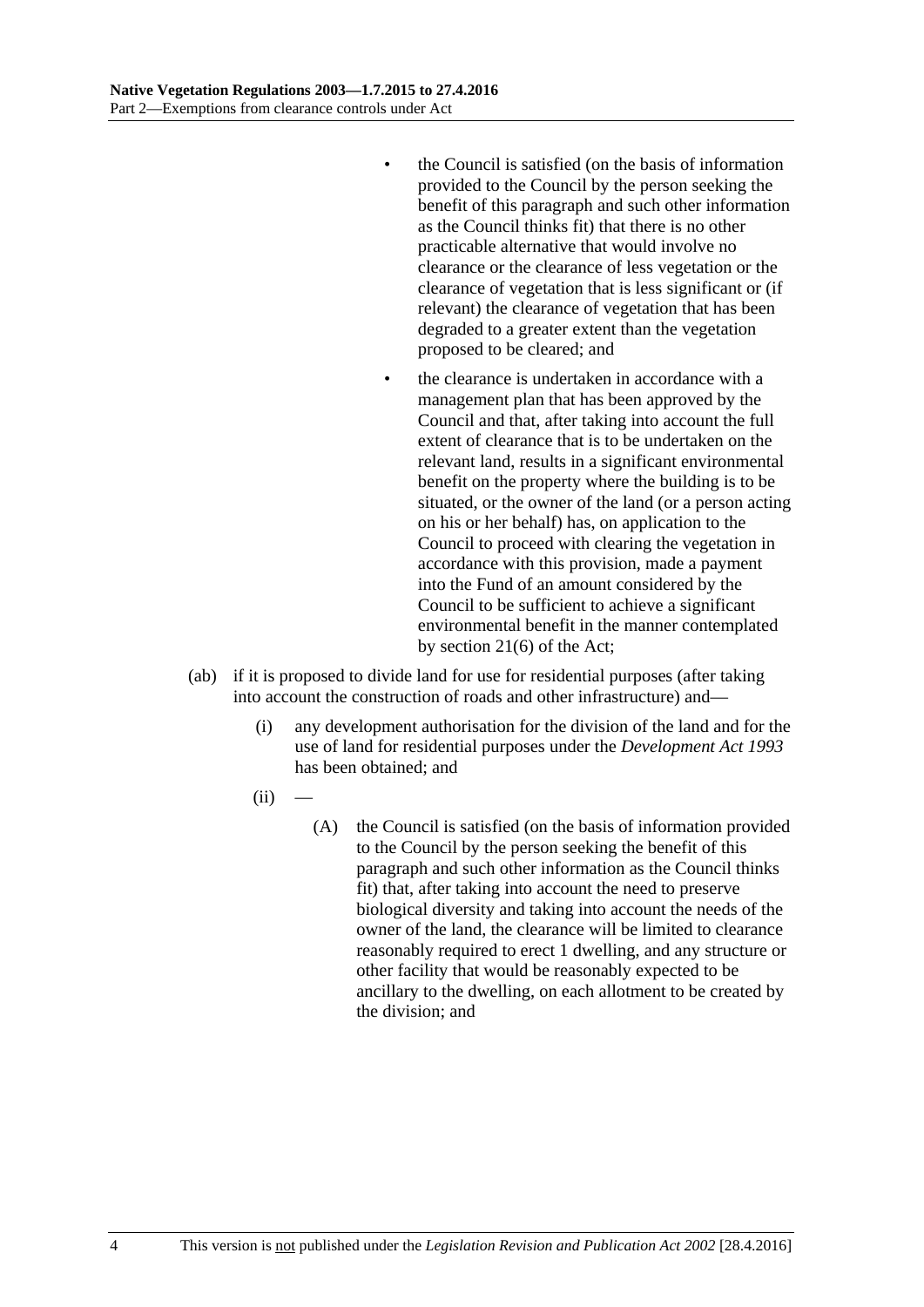- the Council is satisfied (on the basis of information provided to the Council by the person seeking the benefit of this paragraph and such other information as the Council thinks fit) that there is no other practicable alternative that would involve no clearance or the clearance of less vegetation or the clearance of vegetation that is less significant or (if relevant) the clearance of vegetation that has been degraded to a greater extent than the vegetation proposed to be cleared; and

- the clearance is undertaken in accordance with a management plan that has been approved by the Council and that, after taking into account the full extent of clearance that is to be undertaken on the relevant land, results in a significant environmental benefit on the property where the building is to be situated, or the owner of the land (or a person acting on his or her behalf) has, on application to the Council to proceed with clearing the vegetation in accordance with this provision, made a payment into the Fund of an amount considered by the Council to be sufficient to achieve a significant environmental benefit in the manner contemplated by section 21(6) of the Act;

(ab) if it is proposed to divide land for use for residential purposes (after taking into account the construction of roads and other infrastructure) and—

(i) any development authorisation for the division of the land and for the use of land for residential purposes under the *Development Act 1993* has been obtained; and

(ii) —

(A) the Council is satisfied (on the basis of information provided to the Council by the person seeking the benefit of this paragraph and such other information as the Council thinks fit) that, after taking into account the need to preserve biological diversity and taking into account the needs of the owner of the land, the clearance will be limited to clearance reasonably required to erect 1 dwelling, and any structure or other facility that would be reasonably expected to be ancillary to the dwelling, on each allotment to be created by the division; and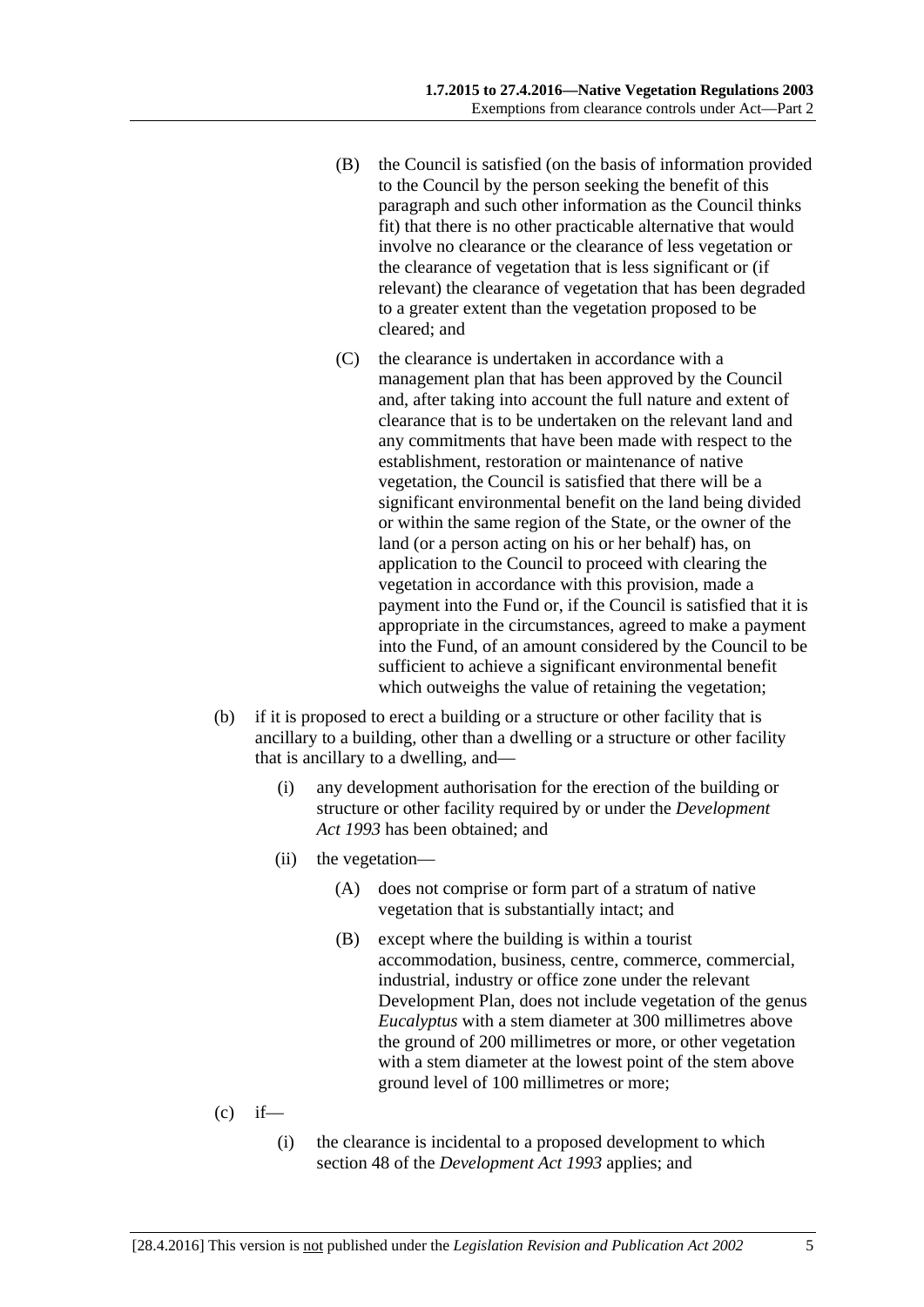(B) the Council is satisfied (on the basis of information provided to the Council by the person seeking the benefit of this paragraph and such other information as the Council thinks fit) that there is no other practicable alternative that would involve no clearance or the clearance of less vegetation or the clearance of vegetation that is less significant or (if relevant) the clearance of vegetation that has been degraded to a greater extent than the vegetation proposed to be cleared; and

(C) the clearance is undertaken in accordance with a management plan that has been approved by the Council and, after taking into account the full nature and extent of clearance that is to be undertaken on the relevant land and any commitments that have been made with respect to the establishment, restoration or maintenance of native vegetation, the Council is satisfied that there will be a significant environmental benefit on the land being divided or within the same region of the State, or the owner of the land (or a person acting on his or her behalf) has, on application to the Council to proceed with clearing the vegetation in accordance with this provision, made a payment into the Fund or, if the Council is satisfied that it is appropriate in the circumstances, agreed to make a payment into the Fund, of an amount considered by the Council to be sufficient to achieve a significant environmental benefit which outweighs the value of retaining the vegetation;

(b) if it is proposed to erect a building or a structure or other facility that is ancillary to a building, other than a dwelling or a structure or other facility that is ancillary to a dwelling, and—

(i) any development authorisation for the erection of the building or structure or other facility required by or under the *Development Act 1993* has been obtained; and

(ii) the vegetation—

(A) does not comprise or form part of a stratum of native vegetation that is substantially intact; and

(B) except where the building is within a tourist accommodation, business, centre, commerce, commercial, industrial, industry or office zone under the relevant Development Plan, does not include vegetation of the genus *Eucalyptus* with a stem diameter at 300 millimetres above the ground of 200 millimetres or more, or other vegetation with a stem diameter at the lowest point of the stem above ground level of 100 millimetres or more;

(c) if—

(i) the clearance is incidental to a proposed development to which section 48 of the *Development Act 1993* applies; and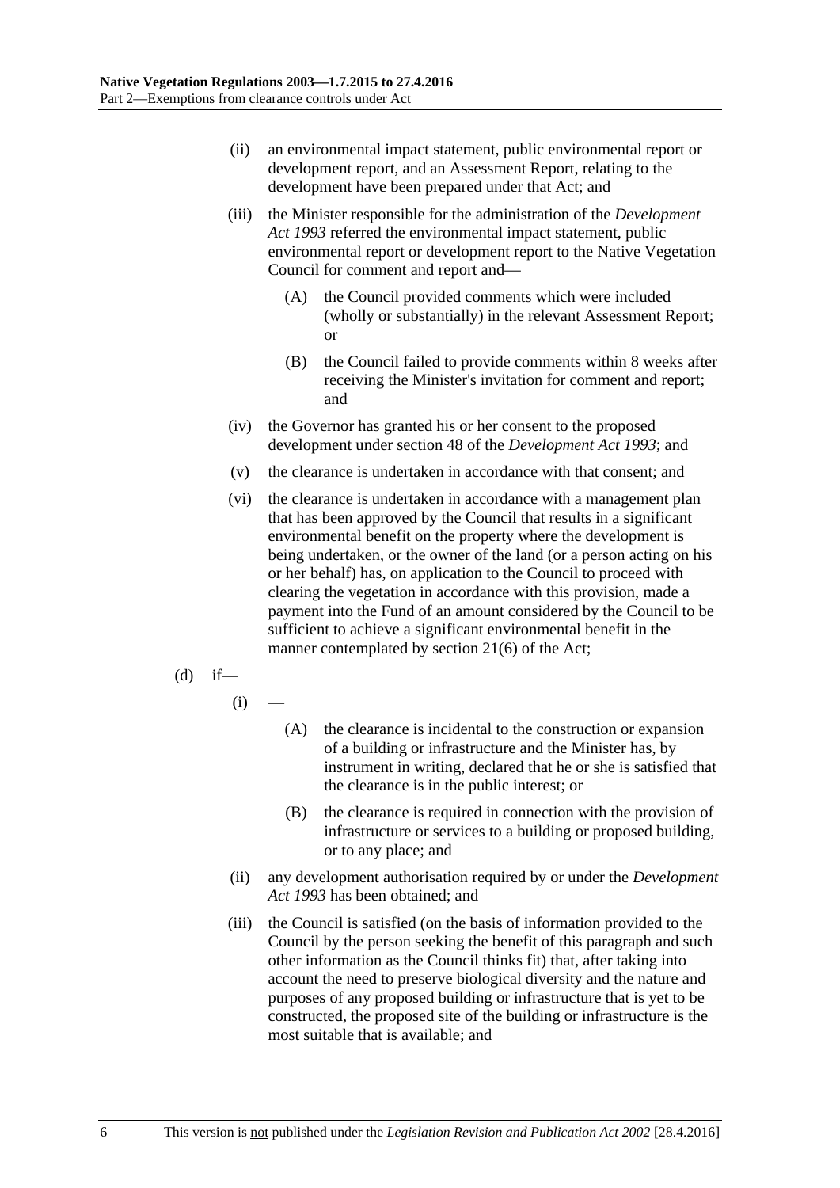(ii) an environmental impact statement, public environmental report or development report, and an Assessment Report, relating to the development have been prepared under that Act; and

(iii) the Minister responsible for the administration of the *Development Act 1993* referred the environmental impact statement, public environmental report or development report to the Native Vegetation Council for comment and report and—

(A) the Council provided comments which were included (wholly or substantially) in the relevant Assessment Report; or

(B) the Council failed to provide comments within 8 weeks after receiving the Minister's invitation for comment and report; and

(iv) the Governor has granted his or her consent to the proposed development under section 48 of the *Development Act 1993*; and

(v) the clearance is undertaken in accordance with that consent; and

(vi) the clearance is undertaken in accordance with a management plan that has been approved by the Council that results in a significant environmental benefit on the property where the development is being undertaken, or the owner of the land (or a person acting on his or her behalf) has, on application to the Council to proceed with clearing the vegetation in accordance with this provision, made a payment into the Fund of an amount considered by the Council to be sufficient to achieve a significant environmental benefit in the manner contemplated by section 21(6) of the Act;

(d) if—

(i) —

(A) the clearance is incidental to the construction or expansion of a building or infrastructure and the Minister has, by instrument in writing, declared that he or she is satisfied that the clearance is in the public interest; or

(B) the clearance is required in connection with the provision of infrastructure or services to a building or proposed building, or to any place; and

(ii) any development authorisation required by or under the *Development Act 1993* has been obtained; and

(iii) the Council is satisfied (on the basis of information provided to the Council by the person seeking the benefit of this paragraph and such other information as the Council thinks fit) that, after taking into account the need to preserve biological diversity and the nature and purposes of any proposed building or infrastructure that is yet to be constructed, the proposed site of the building or infrastructure is the most suitable that is available; and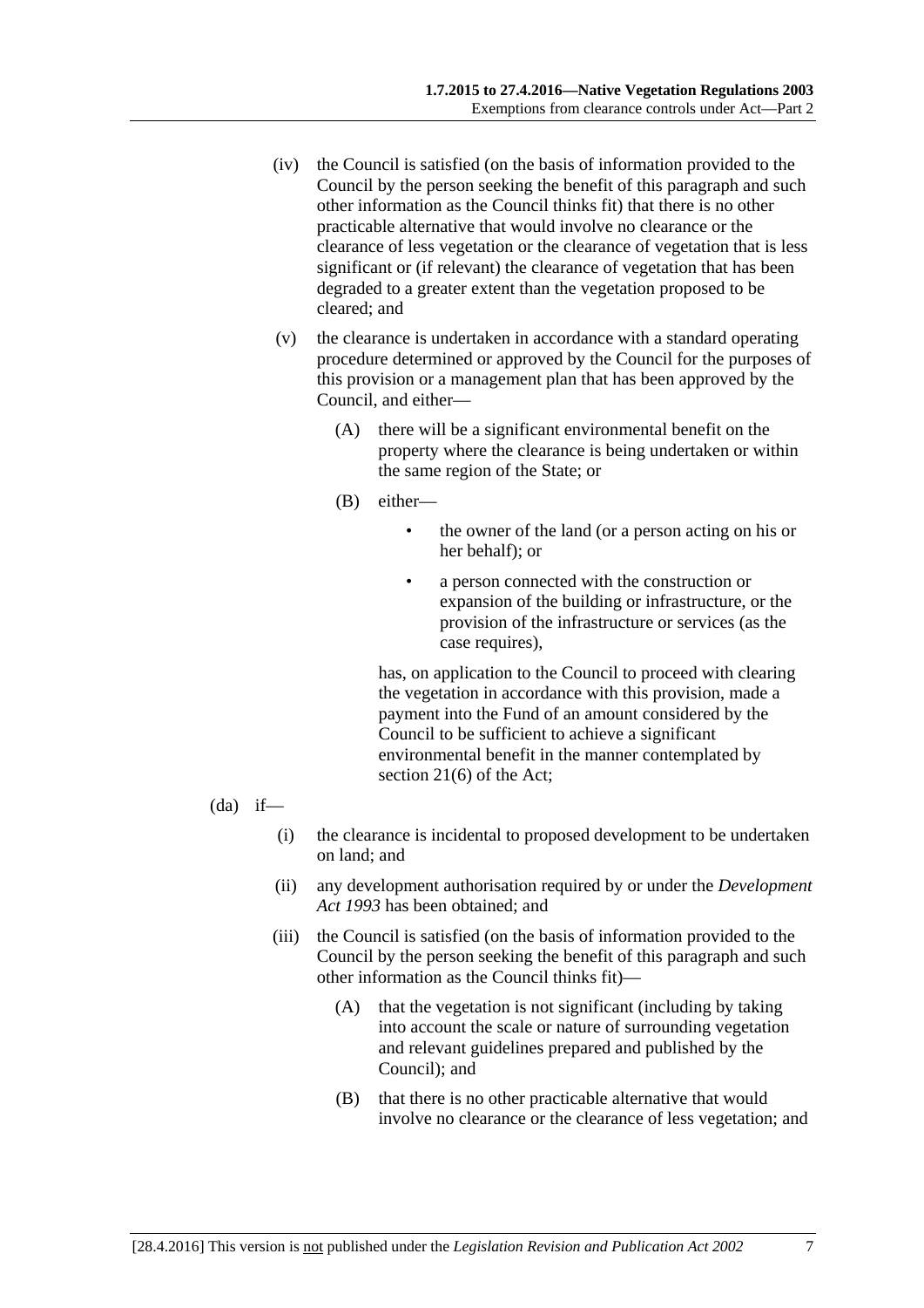(iv) the Council is satisfied (on the basis of information provided to the Council by the person seeking the benefit of this paragraph and such other information as the Council thinks fit) that there is no other practicable alternative that would involve no clearance or the clearance of less vegetation or the clearance of vegetation that is less significant or (if relevant) the clearance of vegetation that has been degraded to a greater extent than the vegetation proposed to be cleared; and

(v) the clearance is undertaken in accordance with a standard operating procedure determined or approved by the Council for the purposes of this provision or a management plan that has been approved by the Council, and either—

(A) there will be a significant environmental benefit on the property where the clearance is being undertaken or within the same region of the State; or

(B) either—

- the owner of the land (or a person acting on his or her behalf); or
- a person connected with the construction or expansion of the building or infrastructure, or the provision of the infrastructure or services (as the case requires),

has, on application to the Council to proceed with clearing the vegetation in accordance with this provision, made a payment into the Fund of an amount considered by the Council to be sufficient to achieve a significant environmental benefit in the manner contemplated by section 21(6) of the Act;

(da) if—

(i) the clearance is incidental to proposed development to be undertaken on land; and

(ii) any development authorisation required by or under the *Development Act 1993* has been obtained; and

(iii) the Council is satisfied (on the basis of information provided to the Council by the person seeking the benefit of this paragraph and such other information as the Council thinks fit)—

(A) that the vegetation is not significant (including by taking into account the scale or nature of surrounding vegetation and relevant guidelines prepared and published by the Council); and

(B) that there is no other practicable alternative that would involve no clearance or the clearance of less vegetation; and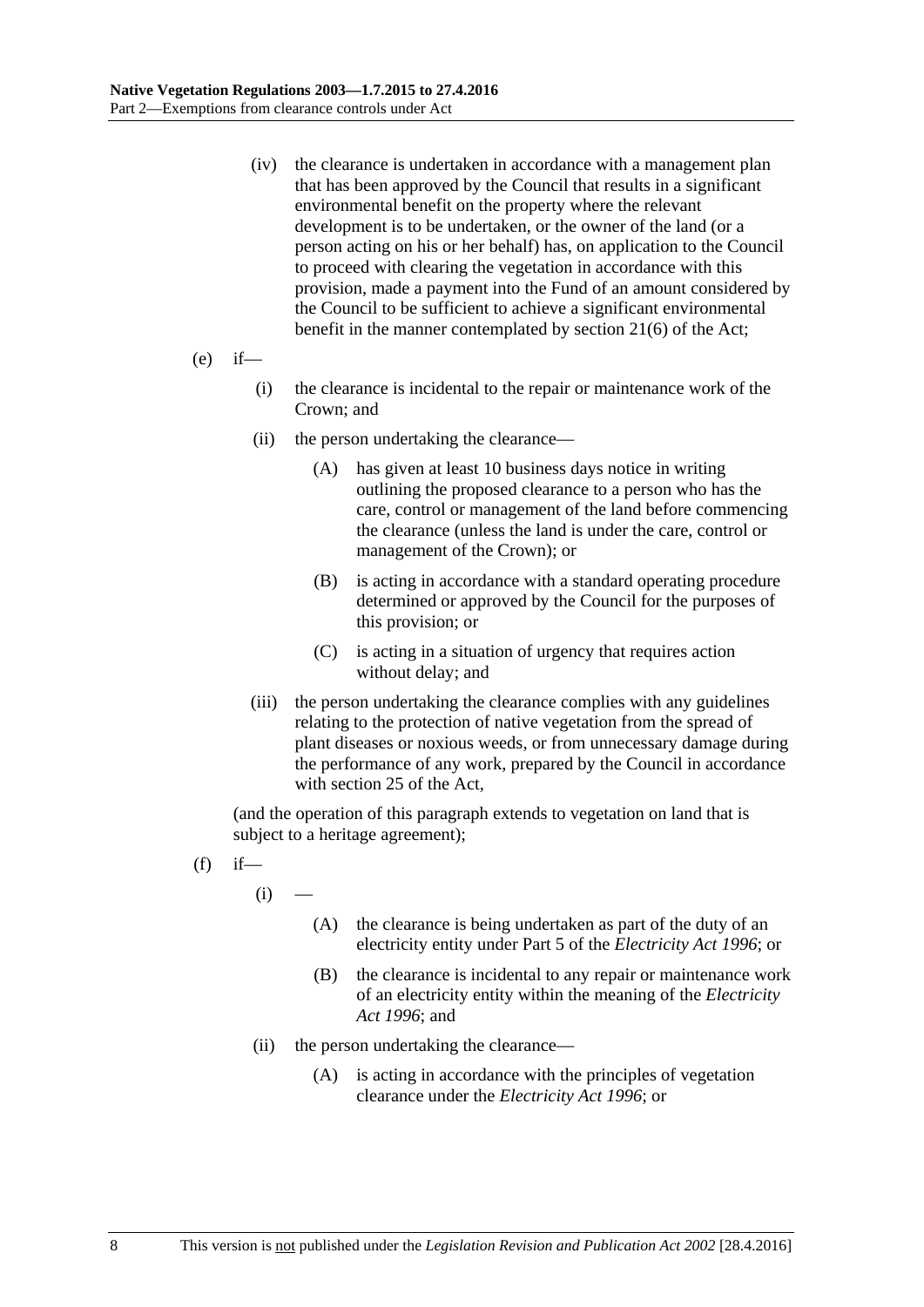(iv) the clearance is undertaken in accordance with a management plan that has been approved by the Council that results in a significant environmental benefit on the property where the relevant development is to be undertaken, or the owner of the land (or a person acting on his or her behalf) has, on application to the Council to proceed with clearing the vegetation in accordance with this provision, made a payment into the Fund of an amount considered by the Council to be sufficient to achieve a significant environmental benefit in the manner contemplated by section 21(6) of the Act;

(e) if—

(i) the clearance is incidental to the repair or maintenance work of the Crown; and

(ii) the person undertaking the clearance—

(A) has given at least 10 business days notice in writing outlining the proposed clearance to a person who has the care, control or management of the land before commencing the clearance (unless the land is under the care, control or management of the Crown); or

(B) is acting in accordance with a standard operating procedure determined or approved by the Council for the purposes of this provision; or

(C) is acting in a situation of urgency that requires action without delay; and

(iii) the person undertaking the clearance complies with any guidelines relating to the protection of native vegetation from the spread of plant diseases or noxious weeds, or from unnecessary damage during the performance of any work, prepared by the Council in accordance with section 25 of the Act,

(and the operation of this paragraph extends to vegetation on land that is subject to a heritage agreement);

(f) if—

(i) —

(A) the clearance is being undertaken as part of the duty of an electricity entity under Part 5 of the *Electricity Act 1996*; or

(B) the clearance is incidental to any repair or maintenance work of an electricity entity within the meaning of the *Electricity Act 1996*; and

(ii) the person undertaking the clearance—

(A) is acting in accordance with the principles of vegetation clearance under the *Electricity Act 1996*; or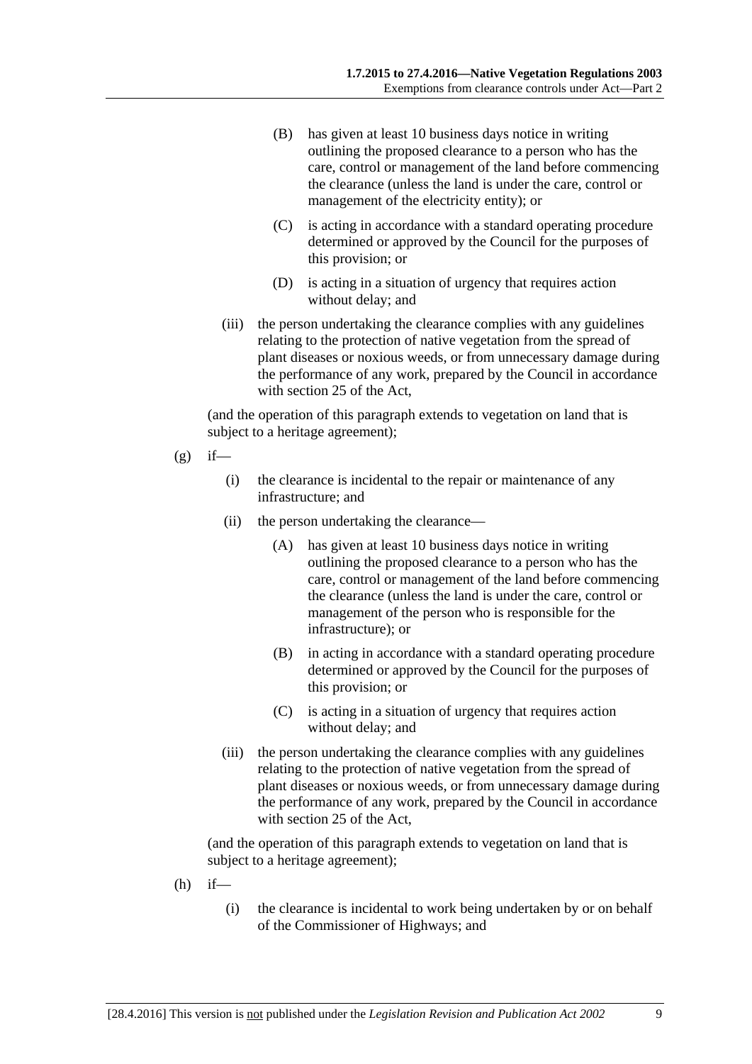(B) has given at least 10 business days notice in writing outlining the proposed clearance to a person who has the care, control or management of the land before commencing the clearance (unless the land is under the care, control or management of the electricity entity); or

(C) is acting in accordance with a standard operating procedure determined or approved by the Council for the purposes of this provision; or

(D) is acting in a situation of urgency that requires action without delay; and

(iii) the person undertaking the clearance complies with any guidelines relating to the protection of native vegetation from the spread of plant diseases or noxious weeds, or from unnecessary damage during the performance of any work, prepared by the Council in accordance with section 25 of the Act,

(and the operation of this paragraph extends to vegetation on land that is subject to a heritage agreement);

(g) if—

(i) the clearance is incidental to the repair or maintenance of any infrastructure; and

(ii) the person undertaking the clearance—

(A) has given at least 10 business days notice in writing outlining the proposed clearance to a person who has the care, control or management of the land before commencing the clearance (unless the land is under the care, control or management of the person who is responsible for the infrastructure); or

(B) in acting in accordance with a standard operating procedure determined or approved by the Council for the purposes of this provision; or

(C) is acting in a situation of urgency that requires action without delay; and

(iii) the person undertaking the clearance complies with any guidelines relating to the protection of native vegetation from the spread of plant diseases or noxious weeds, or from unnecessary damage during the performance of any work, prepared by the Council in accordance with section 25 of the Act,

(and the operation of this paragraph extends to vegetation on land that is subject to a heritage agreement);

(h) if—

(i) the clearance is incidental to work being undertaken by or on behalf of the Commissioner of Highways; and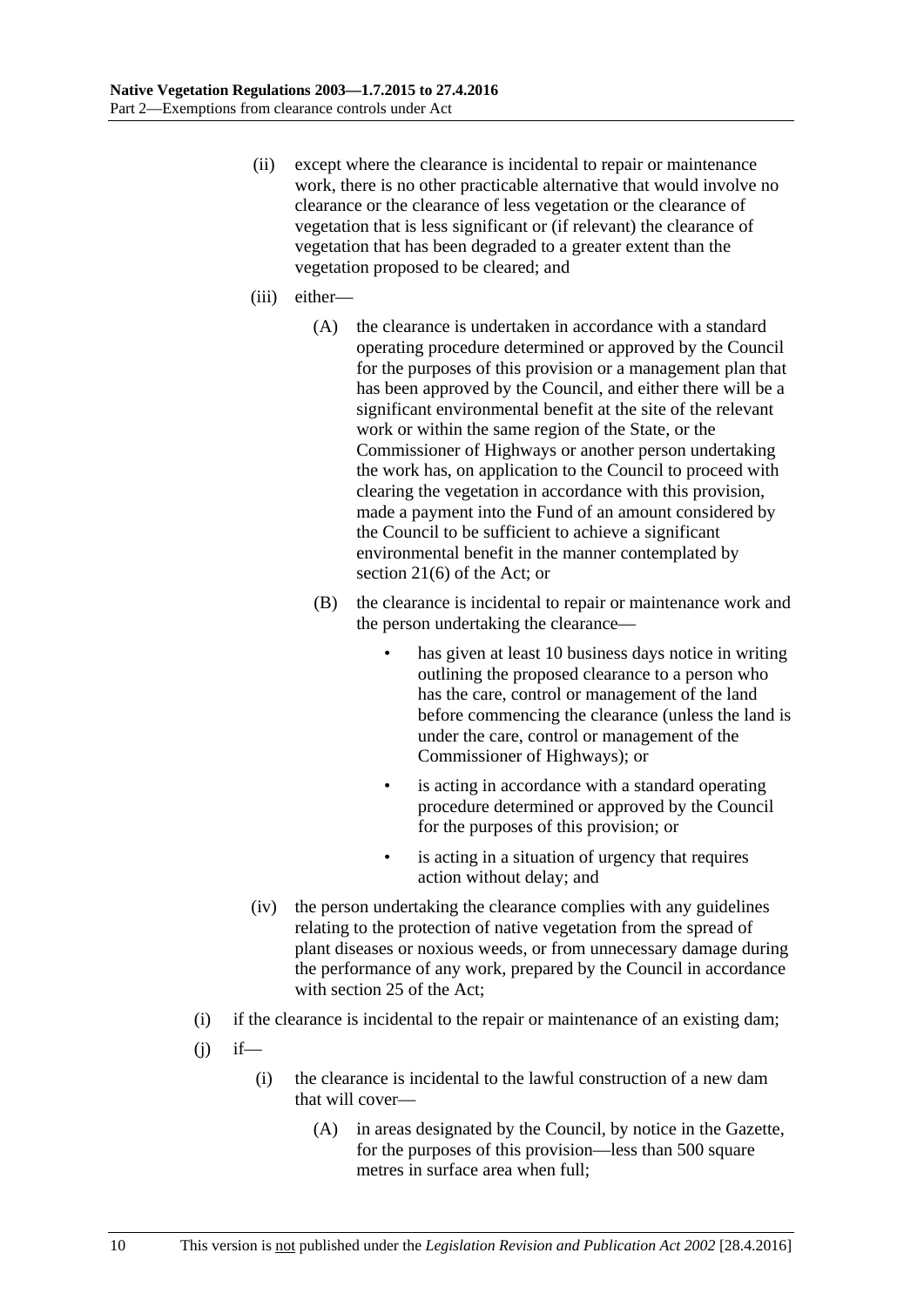(ii) except where the clearance is incidental to repair or maintenance work, there is no other practicable alternative that would involve no clearance or the clearance of less vegetation or the clearance of vegetation that is less significant or (if relevant) the clearance of vegetation that has been degraded to a greater extent than the vegetation proposed to be cleared; and

(iii) either—

(A) the clearance is undertaken in accordance with a standard operating procedure determined or approved by the Council for the purposes of this provision or a management plan that has been approved by the Council, and either there will be a significant environmental benefit at the site of the relevant work or within the same region of the State, or the Commissioner of Highways or another person undertaking the work has, on application to the Council to proceed with clearing the vegetation in accordance with this provision, made a payment into the Fund of an amount considered by the Council to be sufficient to achieve a significant environmental benefit in the manner contemplated by section 21(6) of the Act; or

(B) the clearance is incidental to repair or maintenance work and the person undertaking the clearance—

- has given at least 10 business days notice in writing outlining the proposed clearance to a person who has the care, control or management of the land before commencing the clearance (unless the land is under the care, control or management of the Commissioner of Highways); or
- is acting in accordance with a standard operating procedure determined or approved by the Council for the purposes of this provision; or
- is acting in a situation of urgency that requires action without delay; and

(iv) the person undertaking the clearance complies with any guidelines relating to the protection of native vegetation from the spread of plant diseases or noxious weeds, or from unnecessary damage during the performance of any work, prepared by the Council in accordance with section 25 of the Act;

(i) if the clearance is incidental to the repair or maintenance of an existing dam;

(j) if—

(i) the clearance is incidental to the lawful construction of a new dam that will cover—

(A) in areas designated by the Council, by notice in the Gazette, for the purposes of this provision—less than 500 square metres in surface area when full;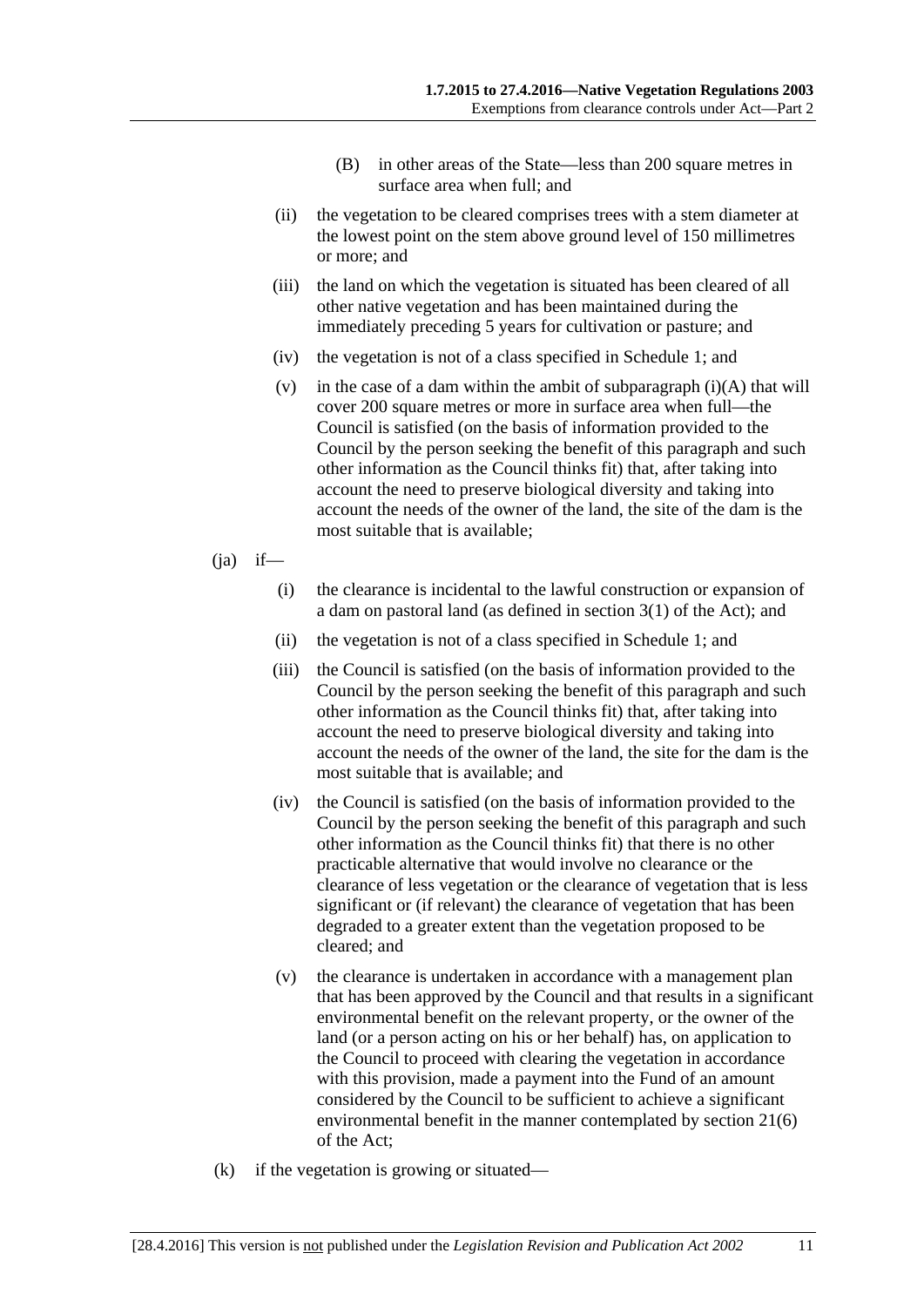(B) in other areas of the State—less than 200 square metres in surface area when full; and

(ii) the vegetation to be cleared comprises trees with a stem diameter at the lowest point on the stem above ground level of 150 millimetres or more; and

(iii) the land on which the vegetation is situated has been cleared of all other native vegetation and has been maintained during the immediately preceding 5 years for cultivation or pasture; and

(iv) the vegetation is not of a class specified in Schedule 1; and

(v) in the case of a dam within the ambit of subparagraph (i)(A) that will cover 200 square metres or more in surface area when full—the Council is satisfied (on the basis of information provided to the Council by the person seeking the benefit of this paragraph and such other information as the Council thinks fit) that, after taking into account the need to preserve biological diversity and taking into account the needs of the owner of the land, the site of the dam is the most suitable that is available;

(ja) if—

(i) the clearance is incidental to the lawful construction or expansion of a dam on pastoral land (as defined in section 3(1) of the Act); and

(ii) the vegetation is not of a class specified in Schedule 1; and

(iii) the Council is satisfied (on the basis of information provided to the Council by the person seeking the benefit of this paragraph and such other information as the Council thinks fit) that, after taking into account the need to preserve biological diversity and taking into account the needs of the owner of the land, the site for the dam is the most suitable that is available; and

(iv) the Council is satisfied (on the basis of information provided to the Council by the person seeking the benefit of this paragraph and such other information as the Council thinks fit) that there is no other practicable alternative that would involve no clearance or the clearance of less vegetation or the clearance of vegetation that is less significant or (if relevant) the clearance of vegetation that has been degraded to a greater extent than the vegetation proposed to be cleared; and

(v) the clearance is undertaken in accordance with a management plan that has been approved by the Council and that results in a significant environmental benefit on the relevant property, or the owner of the land (or a person acting on his or her behalf) has, on application to the Council to proceed with clearing the vegetation in accordance with this provision, made a payment into the Fund of an amount considered by the Council to be sufficient to achieve a significant environmental benefit in the manner contemplated by section 21(6) of the Act;

(k) if the vegetation is growing or situated—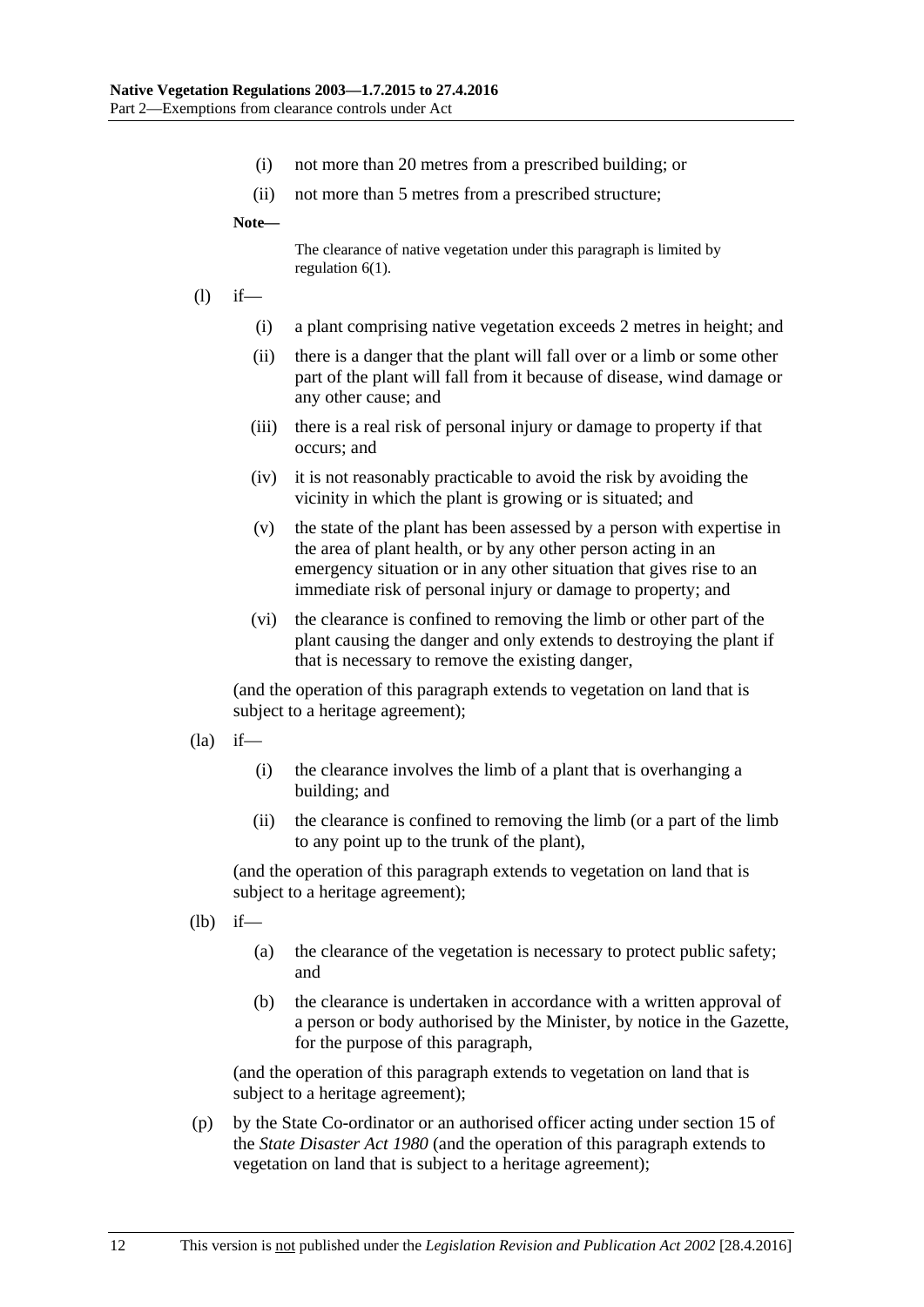(i) not more than 20 metres from a prescribed building; or

(ii) not more than 5 metres from a prescribed structure;

**Note—**

The clearance of native vegetation under this paragraph is limited by regulation 6(1).

(l) if—

(i) a plant comprising native vegetation exceeds 2 metres in height; and

(ii) there is a danger that the plant will fall over or a limb or some other part of the plant will fall from it because of disease, wind damage or any other cause; and

(iii) there is a real risk of personal injury or damage to property if that occurs; and

(iv) it is not reasonably practicable to avoid the risk by avoiding the vicinity in which the plant is growing or is situated; and

(v) the state of the plant has been assessed by a person with expertise in the area of plant health, or by any other person acting in an emergency situation or in any other situation that gives rise to an immediate risk of personal injury or damage to property; and

(vi) the clearance is confined to removing the limb or other part of the plant causing the danger and only extends to destroying the plant if that is necessary to remove the existing danger,

(and the operation of this paragraph extends to vegetation on land that is subject to a heritage agreement);

(la) if—

(i) the clearance involves the limb of a plant that is overhanging a building; and

(ii) the clearance is confined to removing the limb (or a part of the limb to any point up to the trunk of the plant),

(and the operation of this paragraph extends to vegetation on land that is subject to a heritage agreement);

(lb) if—

(a) the clearance of the vegetation is necessary to protect public safety; and

(b) the clearance is undertaken in accordance with a written approval of a person or body authorised by the Minister, by notice in the Gazette, for the purpose of this paragraph,

(and the operation of this paragraph extends to vegetation on land that is subject to a heritage agreement);

(p) by the State Co-ordinator or an authorised officer acting under section 15 of the *State Disaster Act 1980* (and the operation of this paragraph extends to vegetation on land that is subject to a heritage agreement);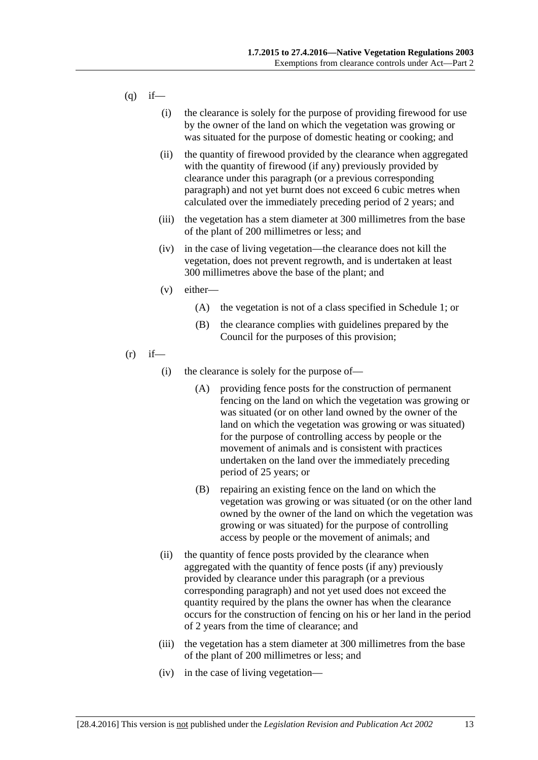(q) if—

  (i) the clearance is solely for the purpose of providing firewood for use by the owner of the land on which the vegetation was growing or was situated for the purpose of domestic heating or cooking; and

  (ii) the quantity of firewood provided by the clearance when aggregated with the quantity of firewood (if any) previously provided by clearance under this paragraph (or a previous corresponding paragraph) and not yet burnt does not exceed 6 cubic metres when calculated over the immediately preceding period of 2 years; and

  (iii) the vegetation has a stem diameter at 300 millimetres from the base of the plant of 200 millimetres or less; and

  (iv) in the case of living vegetation—the clearance does not kill the vegetation, does not prevent regrowth, and is undertaken at least 300 millimetres above the base of the plant; and

  (v) either—

    (A) the vegetation is not of a class specified in Schedule 1; or

    (B) the clearance complies with guidelines prepared by the Council for the purposes of this provision;

(r) if—

  (i) the clearance is solely for the purpose of—

    (A) providing fence posts for the construction of permanent fencing on the land on which the vegetation was growing or was situated (or on other land owned by the owner of the land on which the vegetation was growing or was situated) for the purpose of controlling access by people or the movement of animals and is consistent with practices undertaken on the land over the immediately preceding period of 25 years; or

    (B) repairing an existing fence on the land on which the vegetation was growing or was situated (or on the other land owned by the owner of the land on which the vegetation was growing or was situated) for the purpose of controlling access by people or the movement of animals; and

  (ii) the quantity of fence posts provided by the clearance when aggregated with the quantity of fence posts (if any) previously provided by clearance under this paragraph (or a previous corresponding paragraph) and not yet used does not exceed the quantity required by the plans the owner has when the clearance occurs for the construction of fencing on his or her land in the period of 2 years from the time of clearance; and

  (iii) the vegetation has a stem diameter at 300 millimetres from the base of the plant of 200 millimetres or less; and

  (iv) in the case of living vegetation—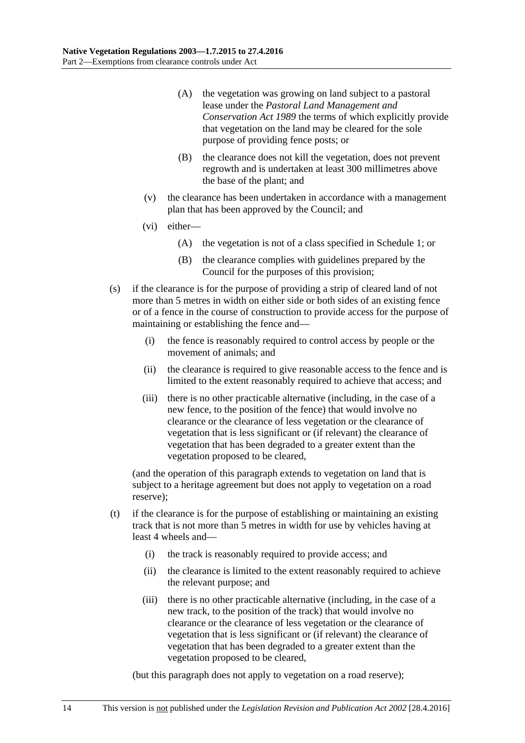(A) the vegetation was growing on land subject to a pastoral lease under the *Pastoral Land Management and Conservation Act 1989* the terms of which explicitly provide that vegetation on the land may be cleared for the sole purpose of providing fence posts; or

(B) the clearance does not kill the vegetation, does not prevent regrowth and is undertaken at least 300 millimetres above the base of the plant; and

(v) the clearance has been undertaken in accordance with a management plan that has been approved by the Council; and

(vi) either—

(A) the vegetation is not of a class specified in Schedule 1; or

(B) the clearance complies with guidelines prepared by the Council for the purposes of this provision;

(s) if the clearance is for the purpose of providing a strip of cleared land of not more than 5 metres in width on either side or both sides of an existing fence or of a fence in the course of construction to provide access for the purpose of maintaining or establishing the fence and—

(i) the fence is reasonably required to control access by people or the movement of animals; and

(ii) the clearance is required to give reasonable access to the fence and is limited to the extent reasonably required to achieve that access; and

(iii) there is no other practicable alternative (including, in the case of a new fence, to the position of the fence) that would involve no clearance or the clearance of less vegetation or the clearance of vegetation that is less significant or (if relevant) the clearance of vegetation that has been degraded to a greater extent than the vegetation proposed to be cleared,

(and the operation of this paragraph extends to vegetation on land that is subject to a heritage agreement but does not apply to vegetation on a road reserve);

(t) if the clearance is for the purpose of establishing or maintaining an existing track that is not more than 5 metres in width for use by vehicles having at least 4 wheels and—

(i) the track is reasonably required to provide access; and

(ii) the clearance is limited to the extent reasonably required to achieve the relevant purpose; and

(iii) there is no other practicable alternative (including, in the case of a new track, to the position of the track) that would involve no clearance or the clearance of less vegetation or the clearance of vegetation that is less significant or (if relevant) the clearance of vegetation that has been degraded to a greater extent than the vegetation proposed to be cleared,

(but this paragraph does not apply to vegetation on a road reserve);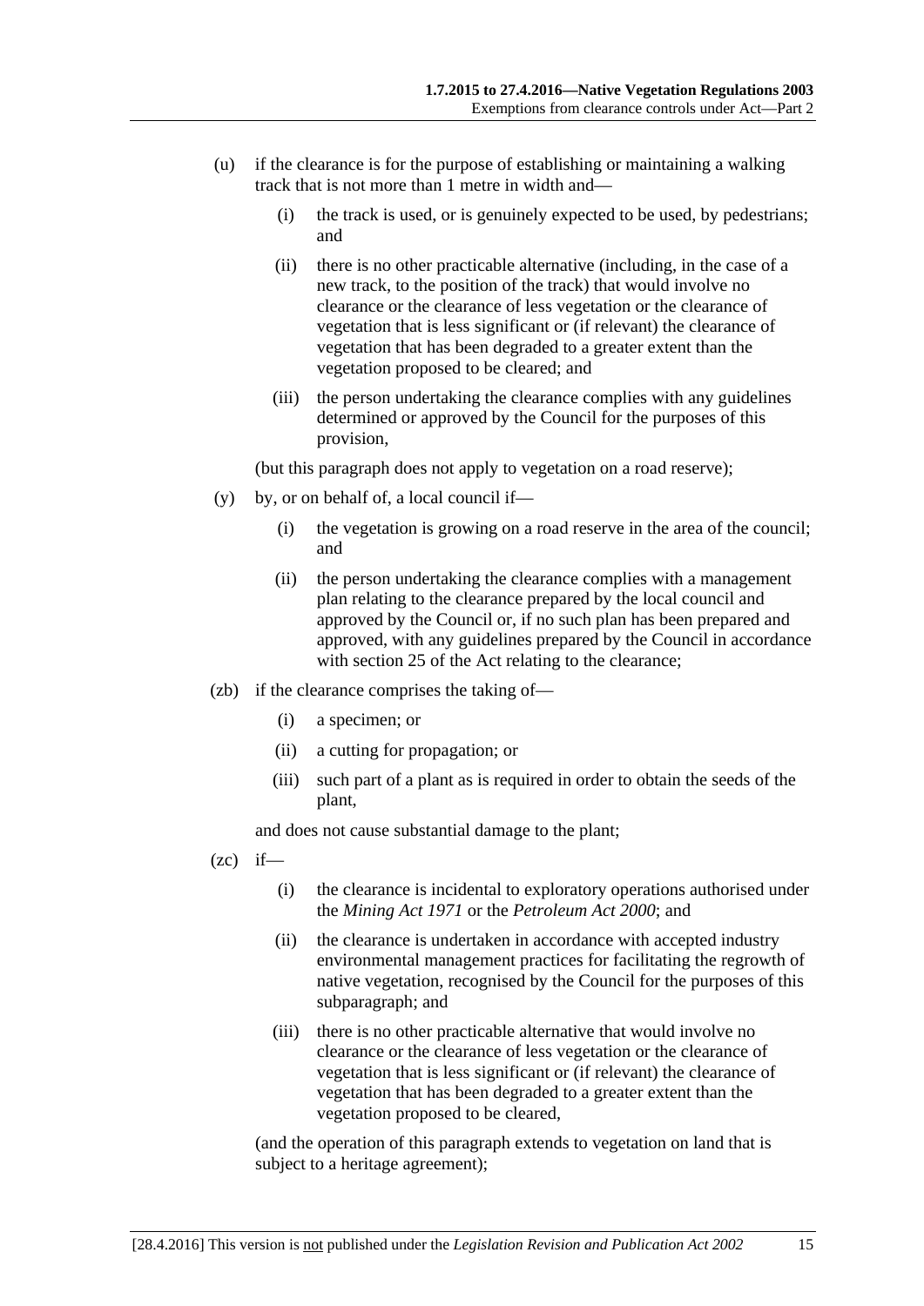(u) if the clearance is for the purpose of establishing or maintaining a walking track that is not more than 1 metre in width and—

    (i) the track is used, or is genuinely expected to be used, by pedestrians; and

    (ii) there is no other practicable alternative (including, in the case of a new track, to the position of the track) that would involve no clearance or the clearance of less vegetation or the clearance of vegetation that is less significant or (if relevant) the clearance of vegetation that has been degraded to a greater extent than the vegetation proposed to be cleared; and

    (iii) the person undertaking the clearance complies with any guidelines determined or approved by the Council for the purposes of this provision,

    (but this paragraph does not apply to vegetation on a road reserve);

(y) by, or on behalf of, a local council if—

    (i) the vegetation is growing on a road reserve in the area of the council; and

    (ii) the person undertaking the clearance complies with a management plan relating to the clearance prepared by the local council and approved by the Council or, if no such plan has been prepared and approved, with any guidelines prepared by the Council in accordance with section 25 of the Act relating to the clearance;

(zb) if the clearance comprises the taking of—

    (i) a specimen; or

    (ii) a cutting for propagation; or

    (iii) such part of a plant as is required in order to obtain the seeds of the plant,

    and does not cause substantial damage to the plant;

(zc) if—

    (i) the clearance is incidental to exploratory operations authorised under the *Mining Act 1971* or the *Petroleum Act 2000*; and

    (ii) the clearance is undertaken in accordance with accepted industry environmental management practices for facilitating the regrowth of native vegetation, recognised by the Council for the purposes of this subparagraph; and

    (iii) there is no other practicable alternative that would involve no clearance or the clearance of less vegetation or the clearance of vegetation that is less significant or (if relevant) the clearance of vegetation that has been degraded to a greater extent than the vegetation proposed to be cleared,

    (and the operation of this paragraph extends to vegetation on land that is subject to a heritage agreement);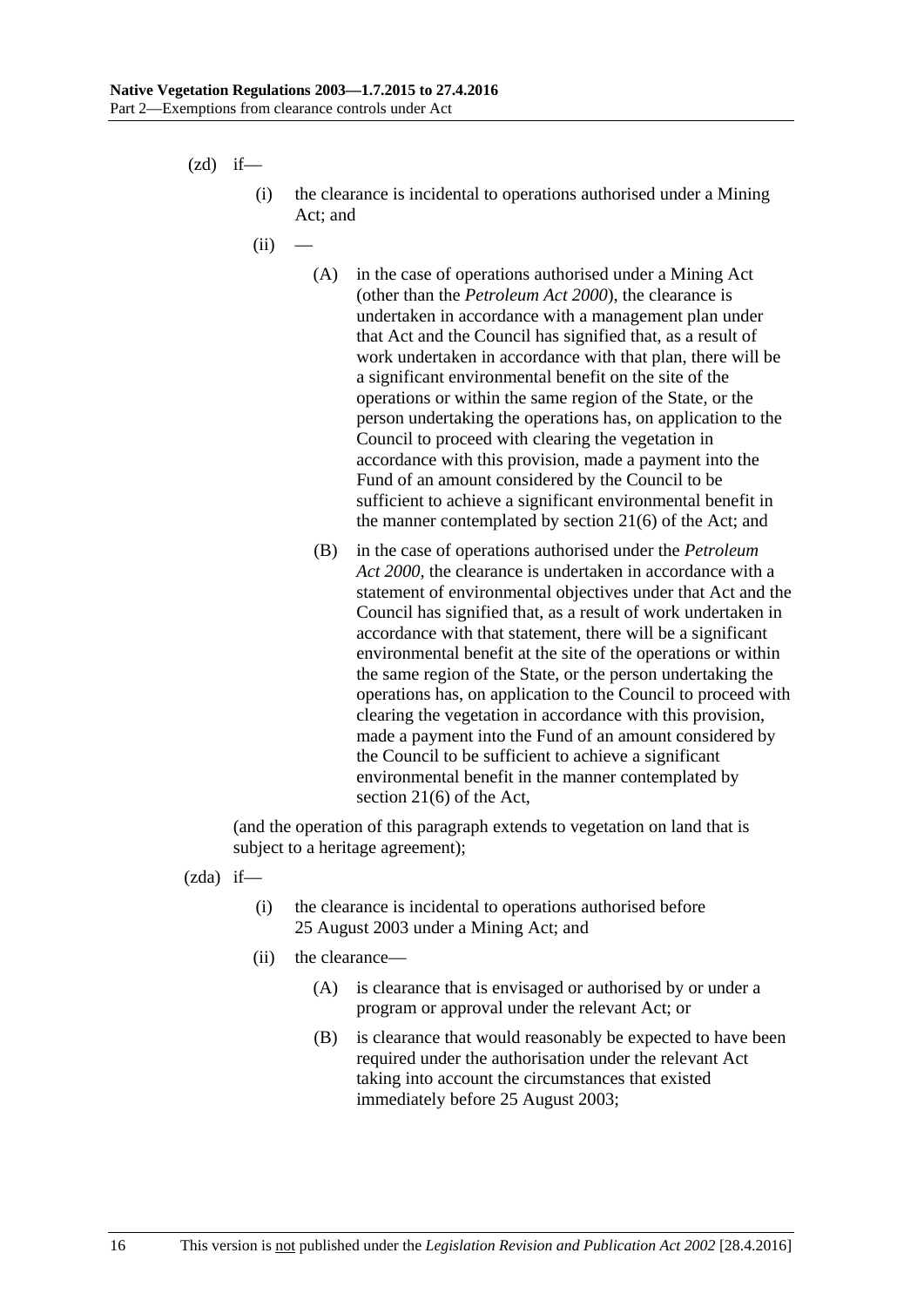(zd) if—

  (i) the clearance is incidental to operations authorised under a Mining Act; and

  (ii) —

    (A) in the case of operations authorised under a Mining Act (other than the *Petroleum Act 2000*), the clearance is undertaken in accordance with a management plan under that Act and the Council has signified that, as a result of work undertaken in accordance with that plan, there will be a significant environmental benefit on the site of the operations or within the same region of the State, or the person undertaking the operations has, on application to the Council to proceed with clearing the vegetation in accordance with this provision, made a payment into the Fund of an amount considered by the Council to be sufficient to achieve a significant environmental benefit in the manner contemplated by section 21(6) of the Act; and

    (B) in the case of operations authorised under the *Petroleum Act 2000*, the clearance is undertaken in accordance with a statement of environmental objectives under that Act and the Council has signified that, as a result of work undertaken in accordance with that statement, there will be a significant environmental benefit at the site of the operations or within the same region of the State, or the person undertaking the operations has, on application to the Council to proceed with clearing the vegetation in accordance with this provision, made a payment into the Fund of an amount considered by the Council to be sufficient to achieve a significant environmental benefit in the manner contemplated by section 21(6) of the Act,

(and the operation of this paragraph extends to vegetation on land that is subject to a heritage agreement);

(zda) if—

  (i) the clearance is incidental to operations authorised before 25 August 2003 under a Mining Act; and

  (ii) the clearance—

    (A) is clearance that is envisaged or authorised by or under a program or approval under the relevant Act; or

    (B) is clearance that would reasonably be expected to have been required under the authorisation under the relevant Act taking into account the circumstances that existed immediately before 25 August 2003;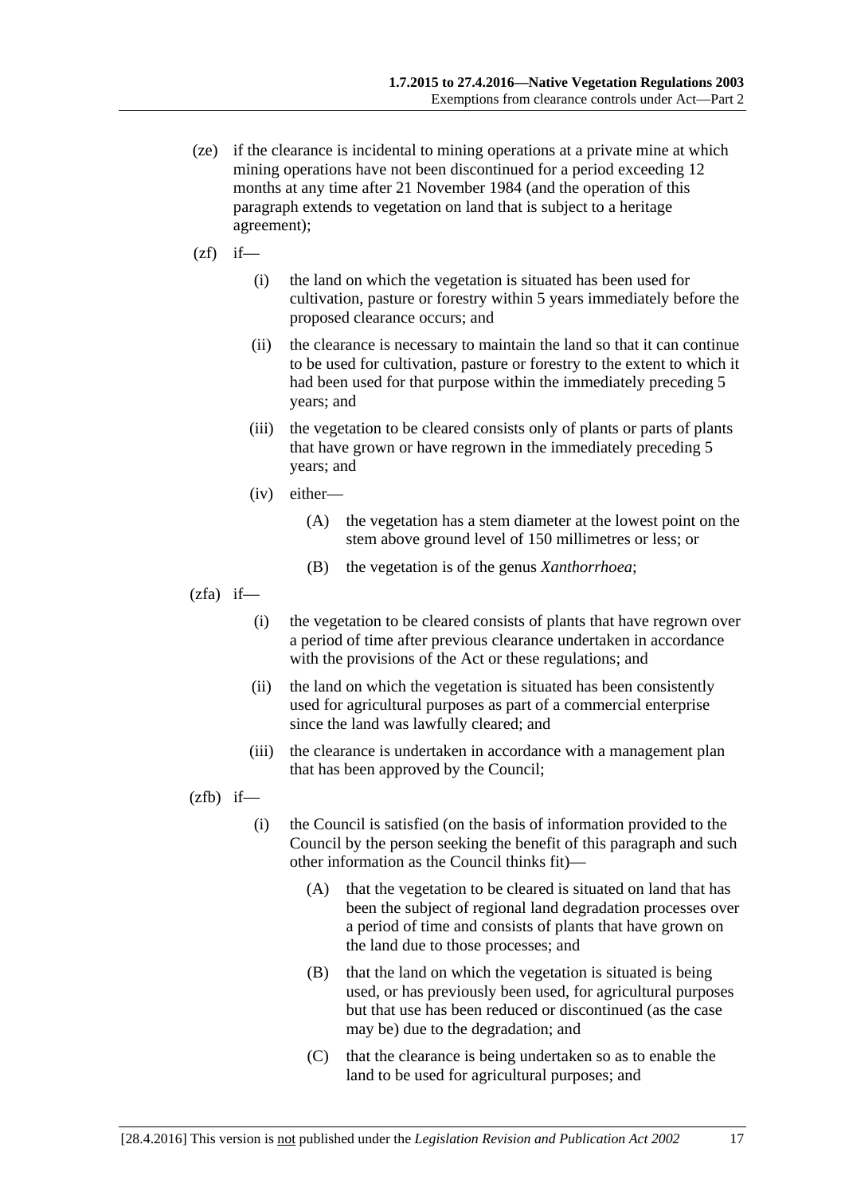(ze) if the clearance is incidental to mining operations at a private mine at which mining operations have not been discontinued for a period exceeding 12 months at any time after 21 November 1984 (and the operation of this paragraph extends to vegetation on land that is subject to a heritage agreement);

(zf) if—

(i) the land on which the vegetation is situated has been used for cultivation, pasture or forestry within 5 years immediately before the proposed clearance occurs; and

(ii) the clearance is necessary to maintain the land so that it can continue to be used for cultivation, pasture or forestry to the extent to which it had been used for that purpose within the immediately preceding 5 years; and

(iii) the vegetation to be cleared consists only of plants or parts of plants that have grown or have regrown in the immediately preceding 5 years; and

(iv) either—

(A) the vegetation has a stem diameter at the lowest point on the stem above ground level of 150 millimetres or less; or

(B) the vegetation is of the genus *Xanthorrhoea*;

(zfa) if—

(i) the vegetation to be cleared consists of plants that have regrown over a period of time after previous clearance undertaken in accordance with the provisions of the Act or these regulations; and

(ii) the land on which the vegetation is situated has been consistently used for agricultural purposes as part of a commercial enterprise since the land was lawfully cleared; and

(iii) the clearance is undertaken in accordance with a management plan that has been approved by the Council;

(zfb) if—

(i) the Council is satisfied (on the basis of information provided to the Council by the person seeking the benefit of this paragraph and such other information as the Council thinks fit)—

(A) that the vegetation to be cleared is situated on land that has been the subject of regional land degradation processes over a period of time and consists of plants that have grown on the land due to those processes; and

(B) that the land on which the vegetation is situated is being used, or has previously been used, for agricultural purposes but that use has been reduced or discontinued (as the case may be) due to the degradation; and

(C) that the clearance is being undertaken so as to enable the land to be used for agricultural purposes; and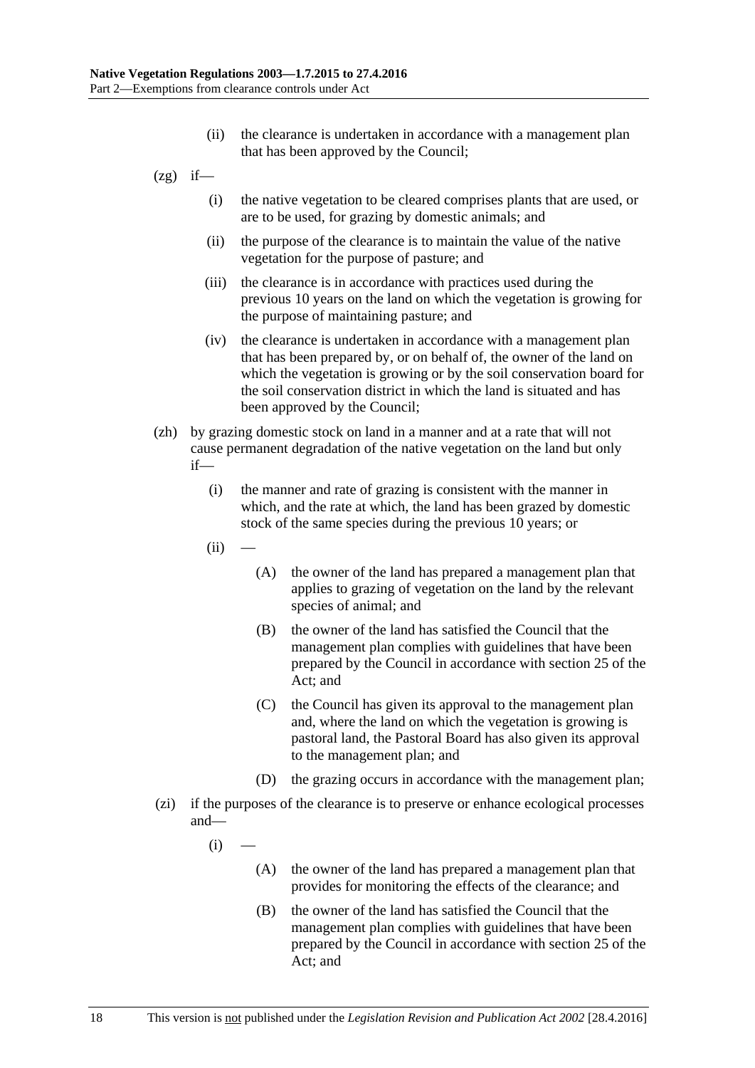(ii) the clearance is undertaken in accordance with a management plan that has been approved by the Council;

(zg) if—

(i) the native vegetation to be cleared comprises plants that are used, or are to be used, for grazing by domestic animals; and

(ii) the purpose of the clearance is to maintain the value of the native vegetation for the purpose of pasture; and

(iii) the clearance is in accordance with practices used during the previous 10 years on the land on which the vegetation is growing for the purpose of maintaining pasture; and

(iv) the clearance is undertaken in accordance with a management plan that has been prepared by, or on behalf of, the owner of the land on which the vegetation is growing or by the soil conservation board for the soil conservation district in which the land is situated and has been approved by the Council;

(zh) by grazing domestic stock on land in a manner and at a rate that will not cause permanent degradation of the native vegetation on the land but only if—

(i) the manner and rate of grazing is consistent with the manner in which, and the rate at which, the land has been grazed by domestic stock of the same species during the previous 10 years; or

(ii) —

(A) the owner of the land has prepared a management plan that applies to grazing of vegetation on the land by the relevant species of animal; and

(B) the owner of the land has satisfied the Council that the management plan complies with guidelines that have been prepared by the Council in accordance with section 25 of the Act; and

(C) the Council has given its approval to the management plan and, where the land on which the vegetation is growing is pastoral land, the Pastoral Board has also given its approval to the management plan; and

(D) the grazing occurs in accordance with the management plan;

(zi) if the purposes of the clearance is to preserve or enhance ecological processes and—

(i) —

(A) the owner of the land has prepared a management plan that provides for monitoring the effects of the clearance; and

(B) the owner of the land has satisfied the Council that the management plan complies with guidelines that have been prepared by the Council in accordance with section 25 of the Act; and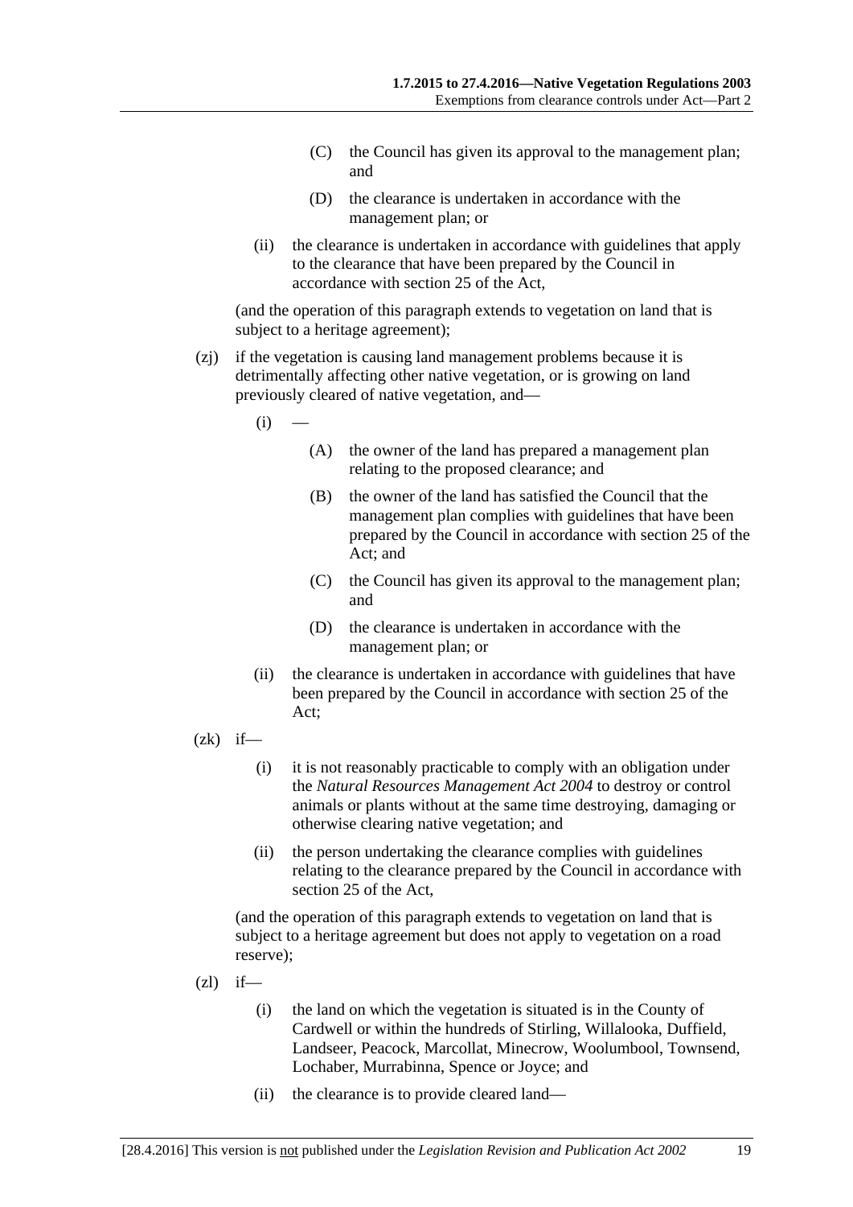(C) the Council has given its approval to the management plan; and

(D) the clearance is undertaken in accordance with the management plan; or

(ii) the clearance is undertaken in accordance with guidelines that apply to the clearance that have been prepared by the Council in accordance with section 25 of the Act,

(and the operation of this paragraph extends to vegetation on land that is subject to a heritage agreement);

(zj) if the vegetation is causing land management problems because it is detrimentally affecting other native vegetation, or is growing on land previously cleared of native vegetation, and—

(i) —

(A) the owner of the land has prepared a management plan relating to the proposed clearance; and

(B) the owner of the land has satisfied the Council that the management plan complies with guidelines that have been prepared by the Council in accordance with section 25 of the Act; and

(C) the Council has given its approval to the management plan; and

(D) the clearance is undertaken in accordance with the management plan; or

(ii) the clearance is undertaken in accordance with guidelines that have been prepared by the Council in accordance with section 25 of the Act;

(zk) if—

(i) it is not reasonably practicable to comply with an obligation under the *Natural Resources Management Act 2004* to destroy or control animals or plants without at the same time destroying, damaging or otherwise clearing native vegetation; and

(ii) the person undertaking the clearance complies with guidelines relating to the clearance prepared by the Council in accordance with section 25 of the Act,

(and the operation of this paragraph extends to vegetation on land that is subject to a heritage agreement but does not apply to vegetation on a road reserve);

(zl) if—

(i) the land on which the vegetation is situated is in the County of Cardwell or within the hundreds of Stirling, Willalooka, Duffield, Landseer, Peacock, Marcollat, Minecrow, Woolumbool, Townsend, Lochaber, Murrabinna, Spence or Joyce; and

(ii) the clearance is to provide cleared land—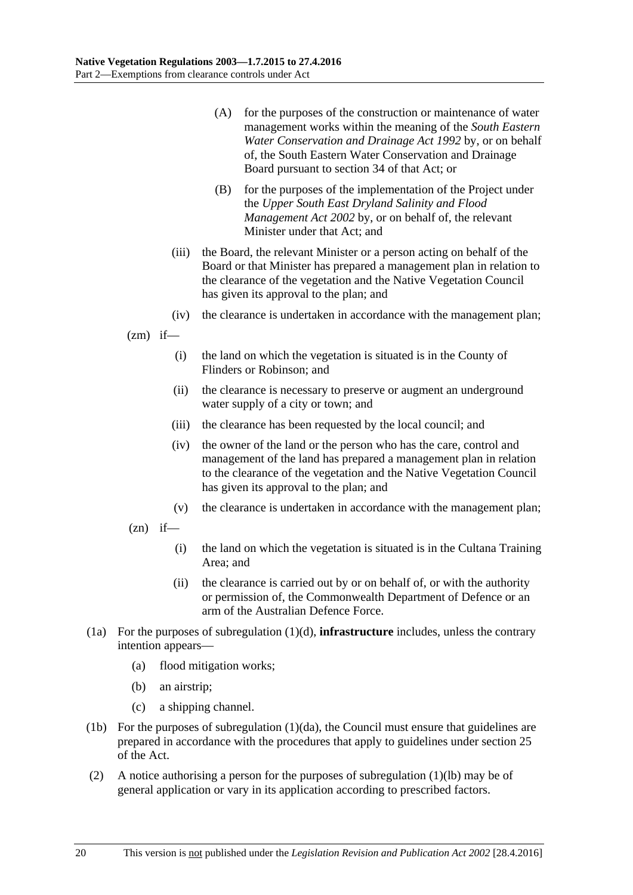(A) for the purposes of the construction or maintenance of water management works within the meaning of the *South Eastern Water Conservation and Drainage Act 1992* by, or on behalf of, the South Eastern Water Conservation and Drainage Board pursuant to section 34 of that Act; or

(B) for the purposes of the implementation of the Project under the *Upper South East Dryland Salinity and Flood Management Act 2002* by, or on behalf of, the relevant Minister under that Act; and

(iii) the Board, the relevant Minister or a person acting on behalf of the Board or that Minister has prepared a management plan in relation to the clearance of the vegetation and the Native Vegetation Council has given its approval to the plan; and

(iv) the clearance is undertaken in accordance with the management plan;

(zm) if—

(i) the land on which the vegetation is situated is in the County of Flinders or Robinson; and

(ii) the clearance is necessary to preserve or augment an underground water supply of a city or town; and

(iii) the clearance has been requested by the local council; and

(iv) the owner of the land or the person who has the care, control and management of the land has prepared a management plan in relation to the clearance of the vegetation and the Native Vegetation Council has given its approval to the plan; and

(v) the clearance is undertaken in accordance with the management plan;

(zn) if—

(i) the land on which the vegetation is situated is in the Cultana Training Area; and

(ii) the clearance is carried out by or on behalf of, or with the authority or permission of, the Commonwealth Department of Defence or an arm of the Australian Defence Force.

(1a) For the purposes of subregulation (1)(d), **infrastructure** includes, unless the contrary intention appears—

(a) flood mitigation works;

(b) an airstrip;

(c) a shipping channel.

(1b) For the purposes of subregulation (1)(da), the Council must ensure that guidelines are prepared in accordance with the procedures that apply to guidelines under section 25 of the Act.

(2) A notice authorising a person for the purposes of subregulation (1)(lb) may be of general application or vary in its application according to prescribed factors.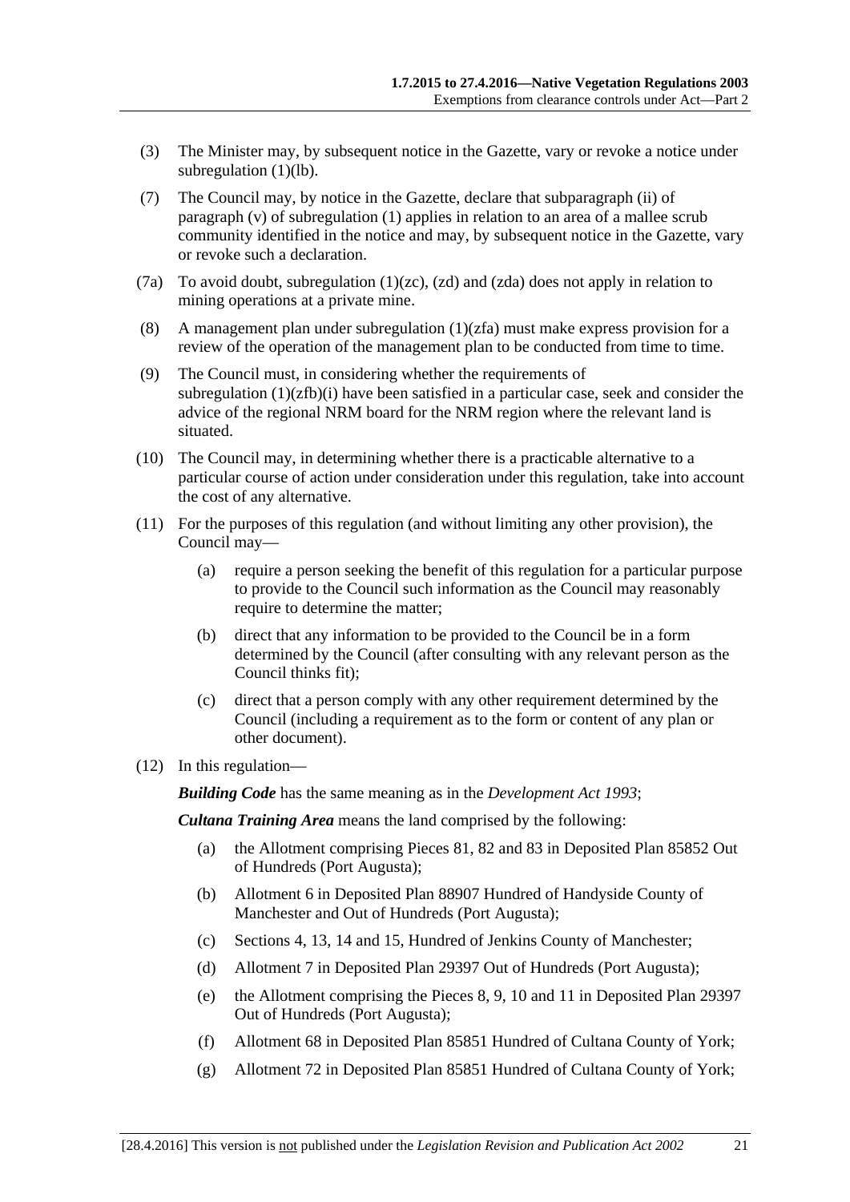(3) The Minister may, by subsequent notice in the Gazette, vary or revoke a notice under subregulation (1)(lb).

(7) The Council may, by notice in the Gazette, declare that subparagraph (ii) of paragraph (v) of subregulation (1) applies in relation to an area of a mallee scrub community identified in the notice and may, by subsequent notice in the Gazette, vary or revoke such a declaration.

(7a) To avoid doubt, subregulation (1)(zc), (zd) and (zda) does not apply in relation to mining operations at a private mine.

(8) A management plan under subregulation (1)(zfa) must make express provision for a review of the operation of the management plan to be conducted from time to time.

(9) The Council must, in considering whether the requirements of subregulation (1)(zfb)(i) have been satisfied in a particular case, seek and consider the advice of the regional NRM board for the NRM region where the relevant land is situated.

(10) The Council may, in determining whether there is a practicable alternative to a particular course of action under consideration under this regulation, take into account the cost of any alternative.

(11) For the purposes of this regulation (and without limiting any other provision), the Council may—

- (a) require a person seeking the benefit of this regulation for a particular purpose to provide to the Council such information as the Council may reasonably require to determine the matter;
- (b) direct that any information to be provided to the Council be in a form determined by the Council (after consulting with any relevant person as the Council thinks fit);
- (c) direct that a person comply with any other requirement determined by the Council (including a requirement as to the form or content of any plan or other document).

(12) In this regulation—

***Building Code*** has the same meaning as in the *Development Act 1993*;

***Cultana Training Area*** means the land comprised by the following:

- (a) the Allotment comprising Pieces 81, 82 and 83 in Deposited Plan 85852 Out of Hundreds (Port Augusta);
- (b) Allotment 6 in Deposited Plan 88907 Hundred of Handyside County of Manchester and Out of Hundreds (Port Augusta);
- (c) Sections 4, 13, 14 and 15, Hundred of Jenkins County of Manchester;
- (d) Allotment 7 in Deposited Plan 29397 Out of Hundreds (Port Augusta);
- (e) the Allotment comprising the Pieces 8, 9, 10 and 11 in Deposited Plan 29397 Out of Hundreds (Port Augusta);
- (f) Allotment 68 in Deposited Plan 85851 Hundred of Cultana County of York;
- (g) Allotment 72 in Deposited Plan 85851 Hundred of Cultana County of York;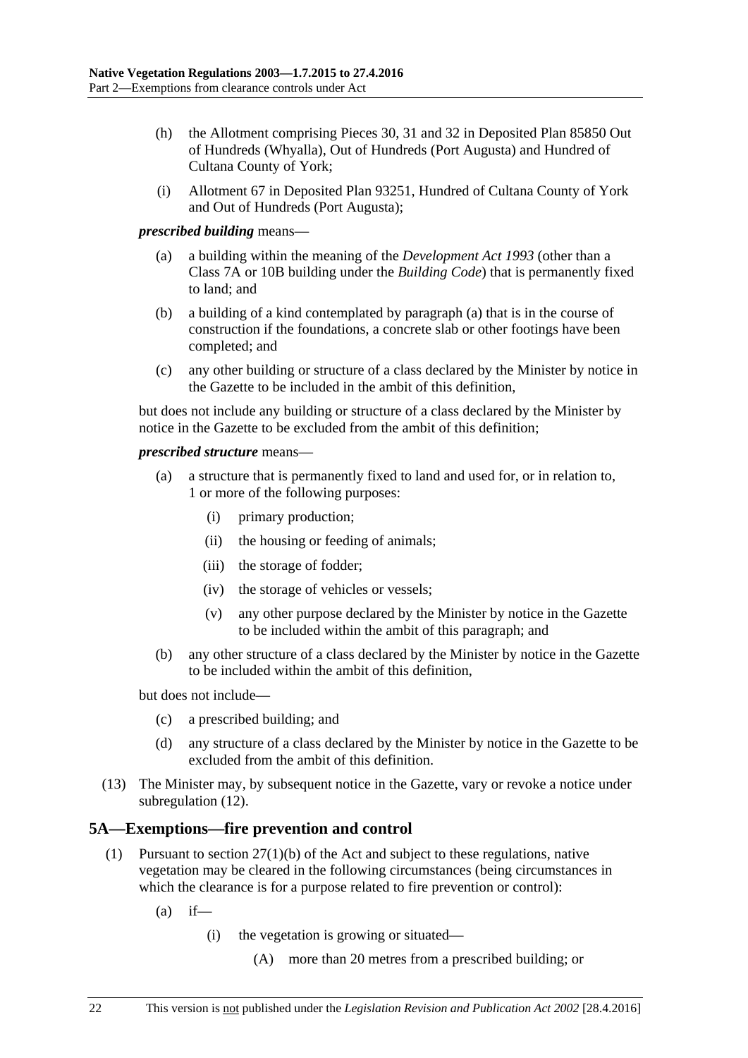(h) the Allotment comprising Pieces 30, 31 and 32 in Deposited Plan 85850 Out of Hundreds (Whyalla), Out of Hundreds (Port Augusta) and Hundred of Cultana County of York;

(i) Allotment 67 in Deposited Plan 93251, Hundred of Cultana County of York and Out of Hundreds (Port Augusta);

***prescribed building*** means—

(a) a building within the meaning of the *Development Act 1993* (other than a Class 7A or 10B building under the *Building Code*) that is permanently fixed to land; and

(b) a building of a kind contemplated by paragraph (a) that is in the course of construction if the foundations, a concrete slab or other footings have been completed; and

(c) any other building or structure of a class declared by the Minister by notice in the Gazette to be included in the ambit of this definition,

but does not include any building or structure of a class declared by the Minister by notice in the Gazette to be excluded from the ambit of this definition;

***prescribed structure*** means—

(a) a structure that is permanently fixed to land and used for, or in relation to, 1 or more of the following purposes:

(i) primary production;

(ii) the housing or feeding of animals;

(iii) the storage of fodder;

(iv) the storage of vehicles or vessels;

(v) any other purpose declared by the Minister by notice in the Gazette to be included within the ambit of this paragraph; and

(b) any other structure of a class declared by the Minister by notice in the Gazette to be included within the ambit of this definition,

but does not include—

(c) a prescribed building; and

(d) any structure of a class declared by the Minister by notice in the Gazette to be excluded from the ambit of this definition.

(13) The Minister may, by subsequent notice in the Gazette, vary or revoke a notice under subregulation (12).

## 5A—Exemptions—fire prevention and control

(1) Pursuant to section 27(1)(b) of the Act and subject to these regulations, native vegetation may be cleared in the following circumstances (being circumstances in which the clearance is for a purpose related to fire prevention or control):

(a) if—

(i) the vegetation is growing or situated—

(A) more than 20 metres from a prescribed building; or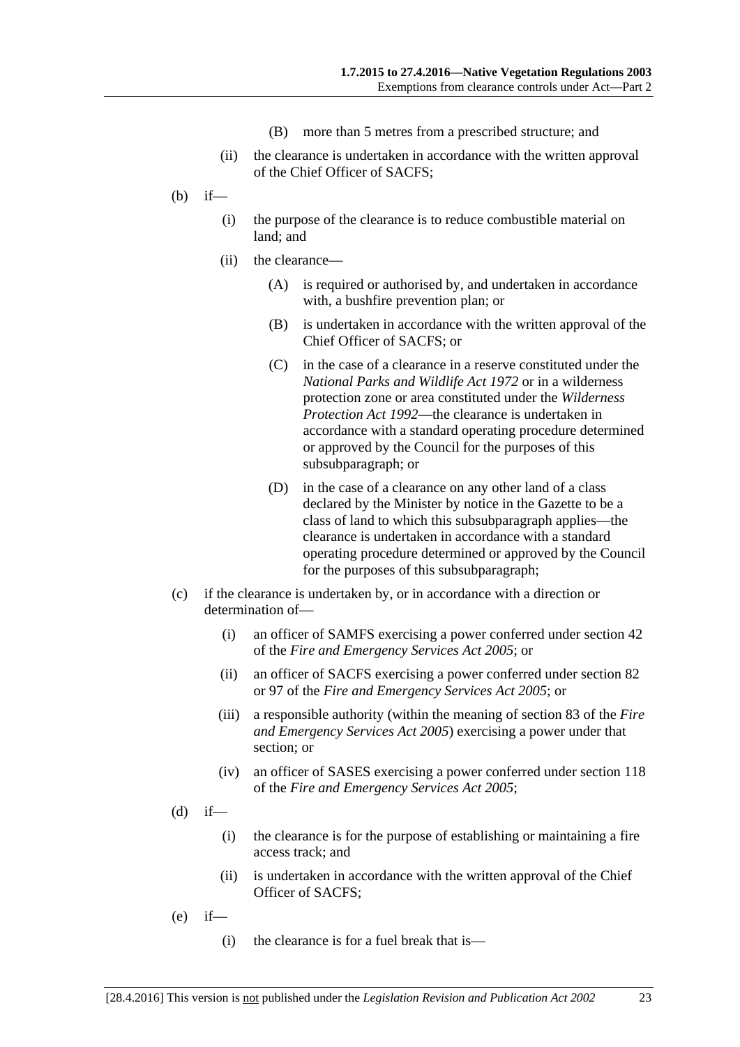(B) more than 5 metres from a prescribed structure; and

(ii) the clearance is undertaken in accordance with the written approval of the Chief Officer of SACFS;

(b) if—

(i) the purpose of the clearance is to reduce combustible material on land; and

(ii) the clearance—

(A) is required or authorised by, and undertaken in accordance with, a bushfire prevention plan; or

(B) is undertaken in accordance with the written approval of the Chief Officer of SACFS; or

(C) in the case of a clearance in a reserve constituted under the *National Parks and Wildlife Act 1972* or in a wilderness protection zone or area constituted under the *Wilderness Protection Act 1992*—the clearance is undertaken in accordance with a standard operating procedure determined or approved by the Council for the purposes of this subsubparagraph; or

(D) in the case of a clearance on any other land of a class declared by the Minister by notice in the Gazette to be a class of land to which this subsubparagraph applies—the clearance is undertaken in accordance with a standard operating procedure determined or approved by the Council for the purposes of this subsubparagraph;

(c) if the clearance is undertaken by, or in accordance with a direction or determination of—

(i) an officer of SAMFS exercising a power conferred under section 42 of the *Fire and Emergency Services Act 2005*; or

(ii) an officer of SACFS exercising a power conferred under section 82 or 97 of the *Fire and Emergency Services Act 2005*; or

(iii) a responsible authority (within the meaning of section 83 of the *Fire and Emergency Services Act 2005*) exercising a power under that section; or

(iv) an officer of SASES exercising a power conferred under section 118 of the *Fire and Emergency Services Act 2005*;

(d) if—

(i) the clearance is for the purpose of establishing or maintaining a fire access track; and

(ii) is undertaken in accordance with the written approval of the Chief Officer of SACFS;

(e) if—

(i) the clearance is for a fuel break that is—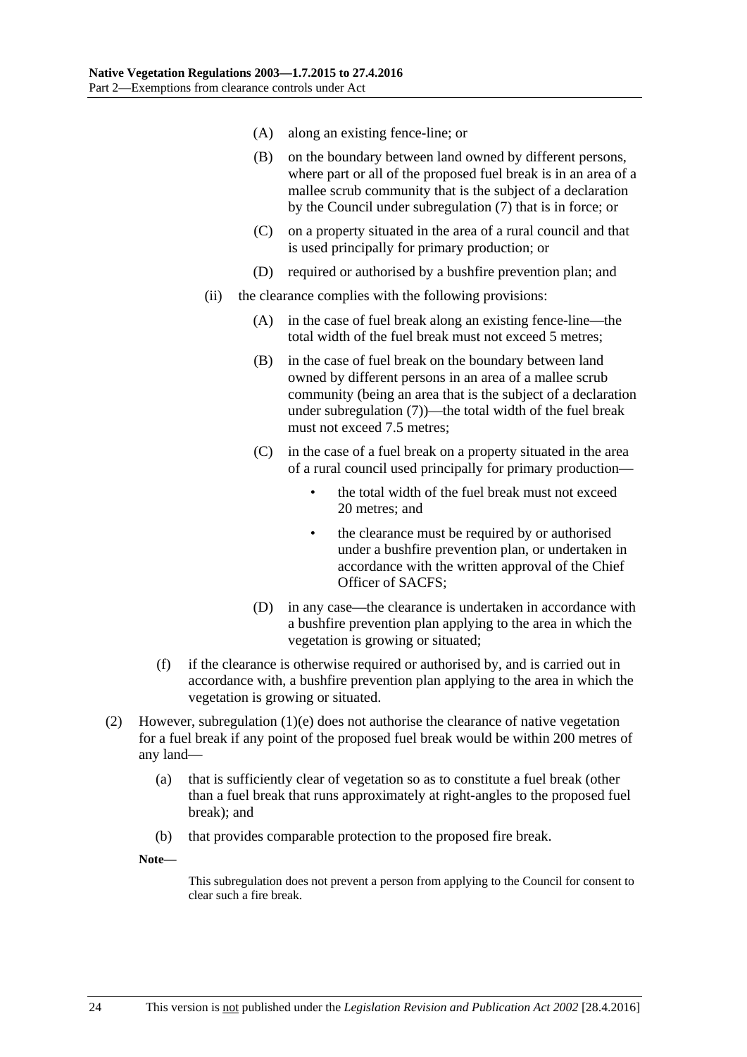(A) along an existing fence-line; or

(B) on the boundary between land owned by different persons, where part or all of the proposed fuel break is in an area of a mallee scrub community that is the subject of a declaration by the Council under subregulation (7) that is in force; or

(C) on a property situated in the area of a rural council and that is used principally for primary production; or

(D) required or authorised by a bushfire prevention plan; and

(ii) the clearance complies with the following provisions:

(A) in the case of fuel break along an existing fence-line—the total width of the fuel break must not exceed 5 metres;

(B) in the case of fuel break on the boundary between land owned by different persons in an area of a mallee scrub community (being an area that is the subject of a declaration under subregulation (7))—the total width of the fuel break must not exceed 7.5 metres;

(C) in the case of a fuel break on a property situated in the area of a rural council used principally for primary production—

- the total width of the fuel break must not exceed 20 metres; and
- the clearance must be required by or authorised under a bushfire prevention plan, or undertaken in accordance with the written approval of the Chief Officer of SACFS;

(D) in any case—the clearance is undertaken in accordance with a bushfire prevention plan applying to the area in which the vegetation is growing or situated;

(f) if the clearance is otherwise required or authorised by, and is carried out in accordance with, a bushfire prevention plan applying to the area in which the vegetation is growing or situated.

(2) However, subregulation (1)(e) does not authorise the clearance of native vegetation for a fuel break if any point of the proposed fuel break would be within 200 metres of any land—

(a) that is sufficiently clear of vegetation so as to constitute a fuel break (other than a fuel break that runs approximately at right-angles to the proposed fuel break); and

(b) that provides comparable protection to the proposed fire break.

**Note—**

This subregulation does not prevent a person from applying to the Council for consent to clear such a fire break.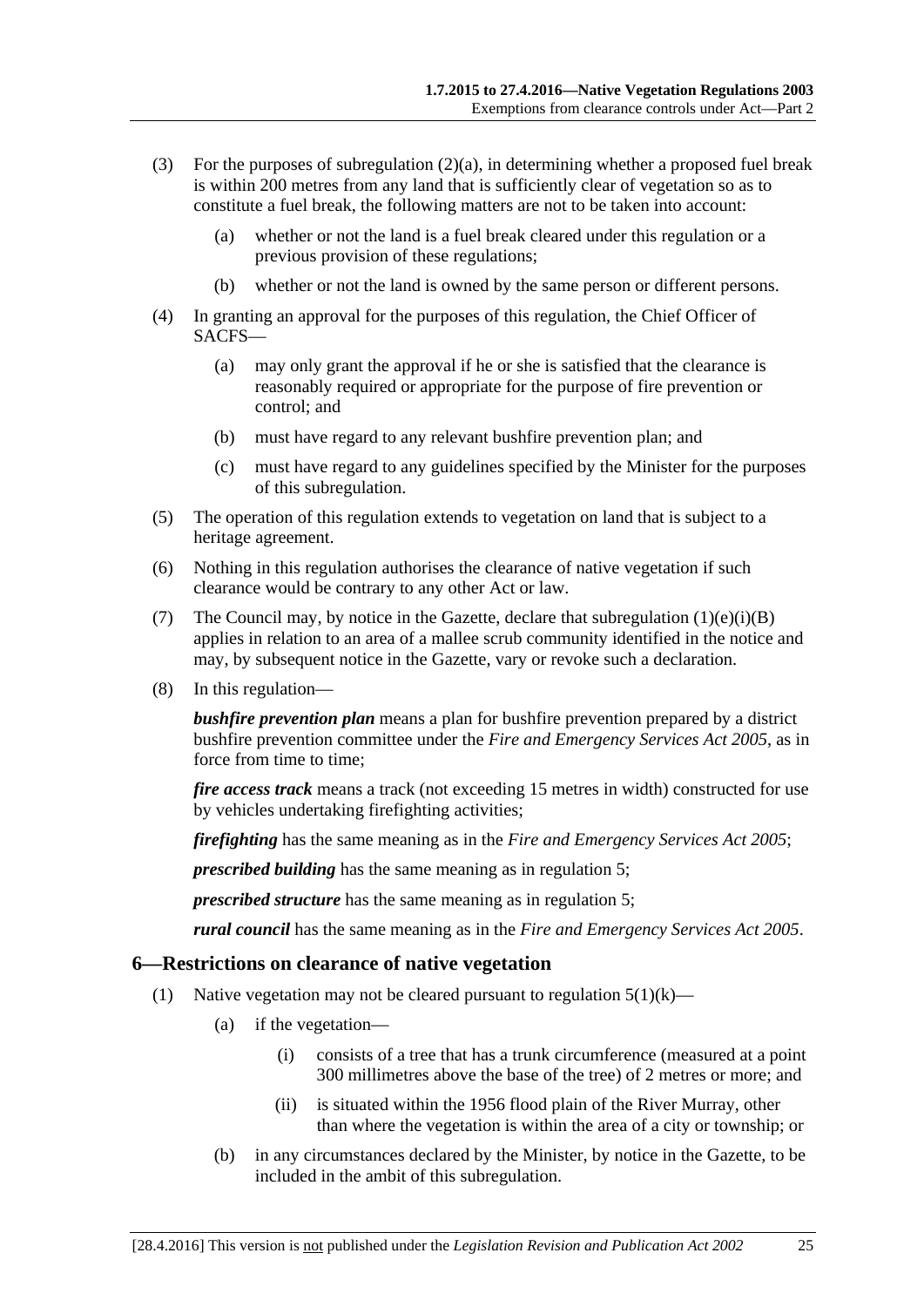(3) For the purposes of subregulation (2)(a), in determining whether a proposed fuel break is within 200 metres from any land that is sufficiently clear of vegetation so as to constitute a fuel break, the following matters are not to be taken into account:

(a) whether or not the land is a fuel break cleared under this regulation or a previous provision of these regulations;

(b) whether or not the land is owned by the same person or different persons.

(4) In granting an approval for the purposes of this regulation, the Chief Officer of SACFS—

(a) may only grant the approval if he or she is satisfied that the clearance is reasonably required or appropriate for the purpose of fire prevention or control; and

(b) must have regard to any relevant bushfire prevention plan; and

(c) must have regard to any guidelines specified by the Minister for the purposes of this subregulation.

(5) The operation of this regulation extends to vegetation on land that is subject to a heritage agreement.

(6) Nothing in this regulation authorises the clearance of native vegetation if such clearance would be contrary to any other Act or law.

(7) The Council may, by notice in the Gazette, declare that subregulation (1)(e)(i)(B) applies in relation to an area of a mallee scrub community identified in the notice and may, by subsequent notice in the Gazette, vary or revoke such a declaration.

(8) In this regulation—

***bushfire prevention plan*** means a plan for bushfire prevention prepared by a district bushfire prevention committee under the *Fire and Emergency Services Act 2005*, as in force from time to time;

***fire access track*** means a track (not exceeding 15 metres in width) constructed for use by vehicles undertaking firefighting activities;

***firefighting*** has the same meaning as in the *Fire and Emergency Services Act 2005*;

***prescribed building*** has the same meaning as in regulation 5;

***prescribed structure*** has the same meaning as in regulation 5;

***rural council*** has the same meaning as in the *Fire and Emergency Services Act 2005*.

## 6—Restrictions on clearance of native vegetation

(1) Native vegetation may not be cleared pursuant to regulation 5(1)(k)—

(a) if the vegetation—

(i) consists of a tree that has a trunk circumference (measured at a point 300 millimetres above the base of the tree) of 2 metres or more; and

(ii) is situated within the 1956 flood plain of the River Murray, other than where the vegetation is within the area of a city or township; or

(b) in any circumstances declared by the Minister, by notice in the Gazette, to be included in the ambit of this subregulation.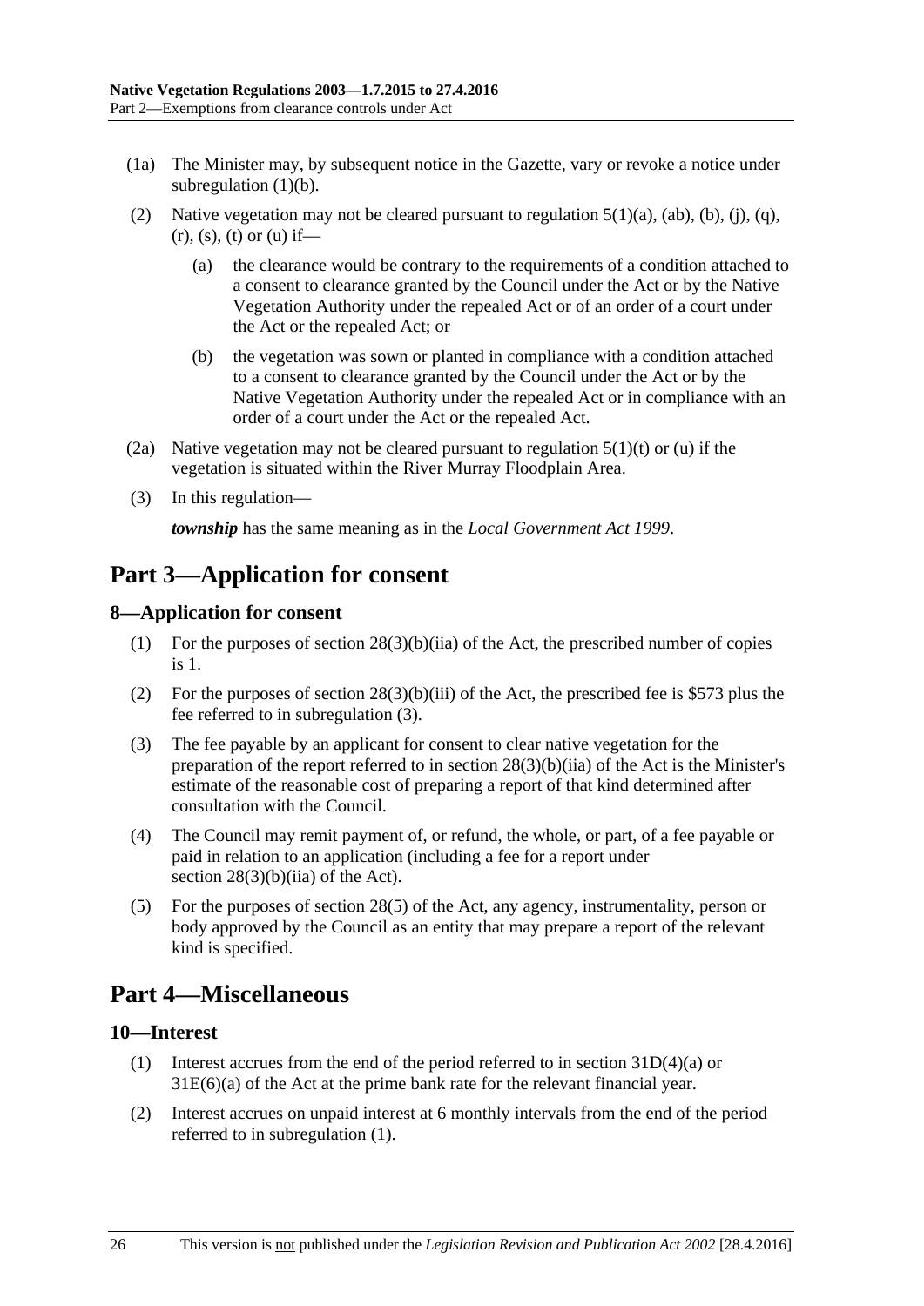(1a) The Minister may, by subsequent notice in the Gazette, vary or revoke a notice under subregulation (1)(b).

(2) Native vegetation may not be cleared pursuant to regulation 5(1)(a), (ab), (b), (j), (q), (r), (s), (t) or (u) if—

(a) the clearance would be contrary to the requirements of a condition attached to a consent to clearance granted by the Council under the Act or by the Native Vegetation Authority under the repealed Act or of an order of a court under the Act or the repealed Act; or

(b) the vegetation was sown or planted in compliance with a condition attached to a consent to clearance granted by the Council under the Act or by the Native Vegetation Authority under the repealed Act or in compliance with an order of a court under the Act or the repealed Act.

(2a) Native vegetation may not be cleared pursuant to regulation 5(1)(t) or (u) if the vegetation is situated within the River Murray Floodplain Area.

(3) In this regulation—

***township*** has the same meaning as in the *Local Government Act 1999*.

# Part 3—Application for consent

## 8—Application for consent

(1) For the purposes of section 28(3)(b)(iia) of the Act, the prescribed number of copies is 1.

(2) For the purposes of section 28(3)(b)(iii) of the Act, the prescribed fee is $573 plus the fee referred to in subregulation (3).

(3) The fee payable by an applicant for consent to clear native vegetation for the preparation of the report referred to in section 28(3)(b)(iia) of the Act is the Minister's estimate of the reasonable cost of preparing a report of that kind determined after consultation with the Council.

(4) The Council may remit payment of, or refund, the whole, or part, of a fee payable or paid in relation to an application (including a fee for a report under section 28(3)(b)(iia) of the Act).

(5) For the purposes of section 28(5) of the Act, any agency, instrumentality, person or body approved by the Council as an entity that may prepare a report of the relevant kind is specified.

# Part 4—Miscellaneous

## 10—Interest

(1) Interest accrues from the end of the period referred to in section 31D(4)(a) or 31E(6)(a) of the Act at the prime bank rate for the relevant financial year.

(2) Interest accrues on unpaid interest at 6 monthly intervals from the end of the period referred to in subregulation (1).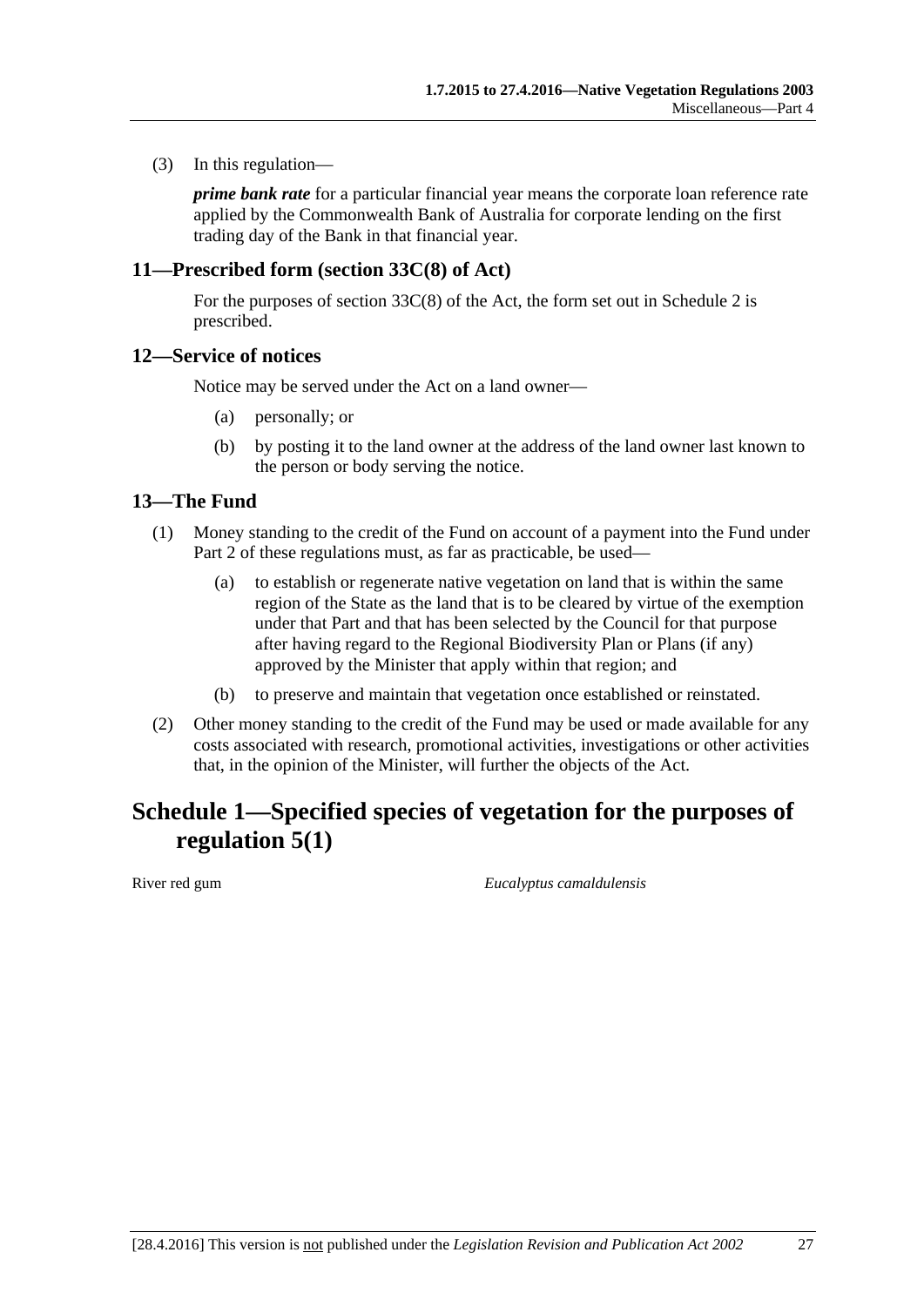(3) In this regulation—

***prime bank rate*** for a particular financial year means the corporate loan reference rate applied by the Commonwealth Bank of Australia for corporate lending on the first trading day of the Bank in that financial year.

### 11—Prescribed form (section 33C(8) of Act)

For the purposes of section 33C(8) of the Act, the form set out in Schedule 2 is prescribed.

### 12—Service of notices

Notice may be served under the Act on a land owner—

(a) personally; or

(b) by posting it to the land owner at the address of the land owner last known to the person or body serving the notice.

### 13—The Fund

(1) Money standing to the credit of the Fund on account of a payment into the Fund under Part 2 of these regulations must, as far as practicable, be used—

(a) to establish or regenerate native vegetation on land that is within the same region of the State as the land that is to be cleared by virtue of the exemption under that Part and that has been selected by the Council for that purpose after having regard to the Regional Biodiversity Plan or Plans (if any) approved by the Minister that apply within that region; and

(b) to preserve and maintain that vegetation once established or reinstated.

(2) Other money standing to the credit of the Fund may be used or made available for any costs associated with research, promotional activities, investigations or other activities that, in the opinion of the Minister, will further the objects of the Act.

## Schedule 1—Specified species of vegetation for the purposes of regulation 5(1)

| | |
|---|---|
| River red gum | *Eucalyptus camaldulensis* |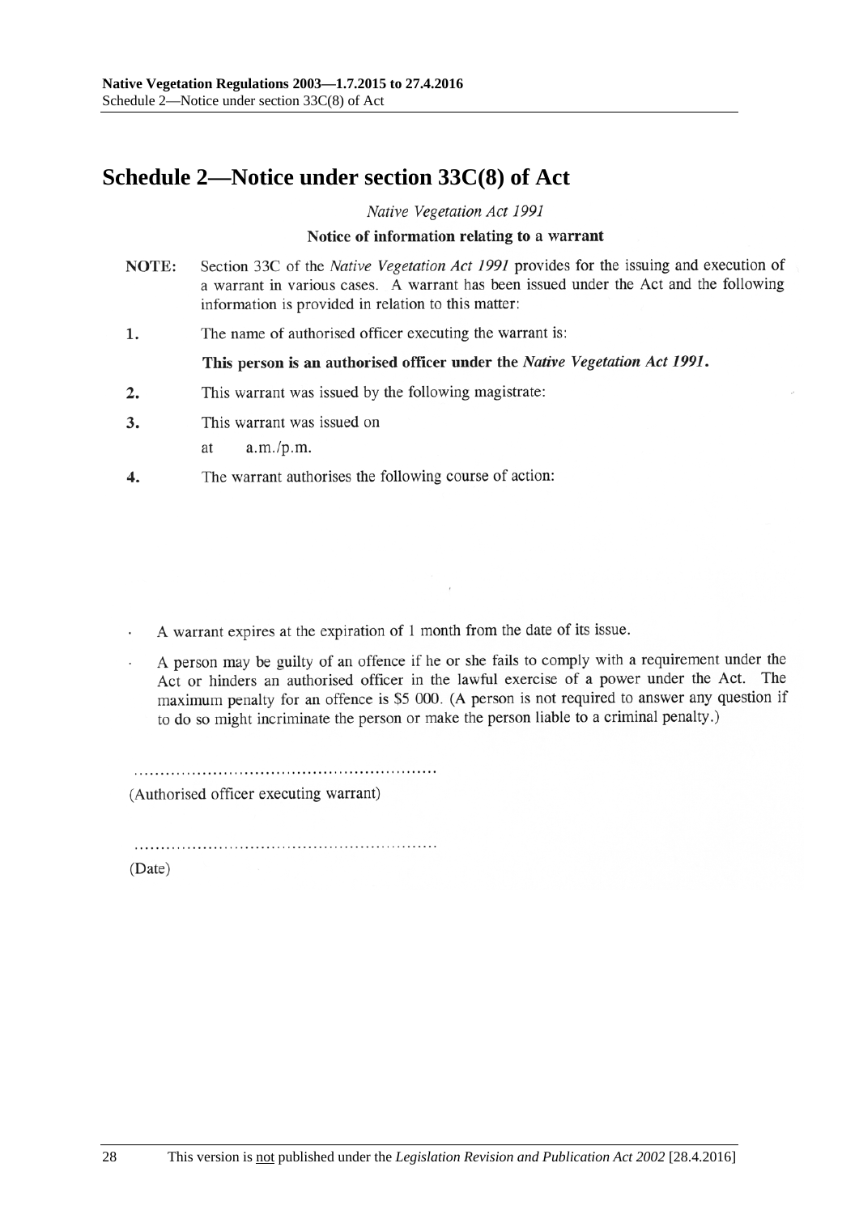# Schedule 2—Notice under section 33C(8) of Act

*Native Vegetation Act 1991*

**Notice of information relating to a warrant**

**NOTE:** Section 33C of the *Native Vegetation Act 1991* provides for the issuing and execution of a warrant in various cases. A warrant has been issued under the Act and the following information is provided in relation to this matter:

**1.** The name of authorised officer executing the warrant is:

**This person is an authorised officer under the *Native Vegetation Act 1991*.**

**2.** This warrant was issued by the following magistrate:

**3.** This warrant was issued on

at a.m./p.m.

**4.** The warrant authorises the following course of action:

- A warrant expires at the expiration of 1 month from the date of its issue.
- A person may be guilty of an offence if he or she fails to comply with a requirement under the Act or hinders an authorised officer in the lawful exercise of a power under the Act. The maximum penalty for an offence is $5 000. (A person is not required to answer any question if to do so might incriminate the person or make the person liable to a criminal penalty.)

.........................................................

(Authorised officer executing warrant)

.........................................................

(Date)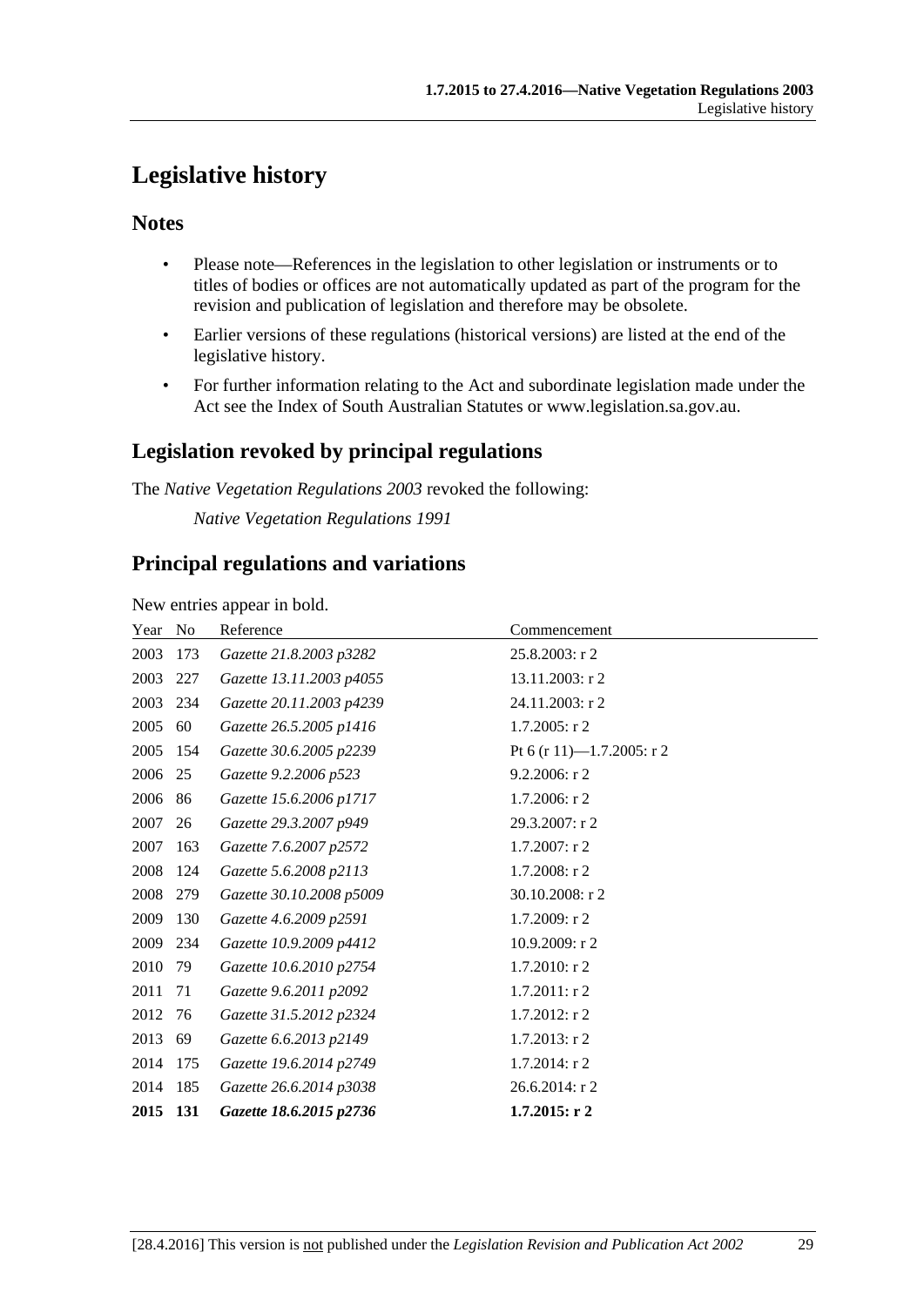# Legislative history

## Notes

- Please note—References in the legislation to other legislation or instruments or to titles of bodies or offices are not automatically updated as part of the program for the revision and publication of legislation and therefore may be obsolete.
- Earlier versions of these regulations (historical versions) are listed at the end of the legislative history.
- For further information relating to the Act and subordinate legislation made under the Act see the Index of South Australian Statutes or www.legislation.sa.gov.au.

## Legislation revoked by principal regulations

The *Native Vegetation Regulations 2003* revoked the following:

*Native Vegetation Regulations 1991*

## Principal regulations and variations

New entries appear in bold.

| Year | No | Reference | Commencement |
|---|---|---|---|
| 2003 | 173 | *Gazette 21.8.2003 p3282* | 25.8.2003: r 2 |
| 2003 | 227 | *Gazette 13.11.2003 p4055* | 13.11.2003: r 2 |
| 2003 | 234 | *Gazette 20.11.2003 p4239* | 24.11.2003: r 2 |
| 2005 | 60 | *Gazette 26.5.2005 p1416* | 1.7.2005: r 2 |
| 2005 | 154 | *Gazette 30.6.2005 p2239* | Pt 6 (r 11)—1.7.2005: r 2 |
| 2006 | 25 | *Gazette 9.2.2006 p523* | 9.2.2006: r 2 |
| 2006 | 86 | *Gazette 15.6.2006 p1717* | 1.7.2006: r 2 |
| 2007 | 26 | *Gazette 29.3.2007 p949* | 29.3.2007: r 2 |
| 2007 | 163 | *Gazette 7.6.2007 p2572* | 1.7.2007: r 2 |
| 2008 | 124 | *Gazette 5.6.2008 p2113* | 1.7.2008: r 2 |
| 2008 | 279 | *Gazette 30.10.2008 p5009* | 30.10.2008: r 2 |
| 2009 | 130 | *Gazette 4.6.2009 p2591* | 1.7.2009: r 2 |
| 2009 | 234 | *Gazette 10.9.2009 p4412* | 10.9.2009: r 2 |
| 2010 | 79 | *Gazette 10.6.2010 p2754* | 1.7.2010: r 2 |
| 2011 | 71 | *Gazette 9.6.2011 p2092* | 1.7.2011: r 2 |
| 2012 | 76 | *Gazette 31.5.2012 p2324* | 1.7.2012: r 2 |
| 2013 | 69 | *Gazette 6.6.2013 p2149* | 1.7.2013: r 2 |
| 2014 | 175 | *Gazette 19.6.2014 p2749* | 1.7.2014: r 2 |
| 2014 | 185 | *Gazette 26.6.2014 p3038* | 26.6.2014: r 2 |
| **2015** | **131** | ***Gazette 18.6.2015 p2736*** | **1.7.2015: r 2** |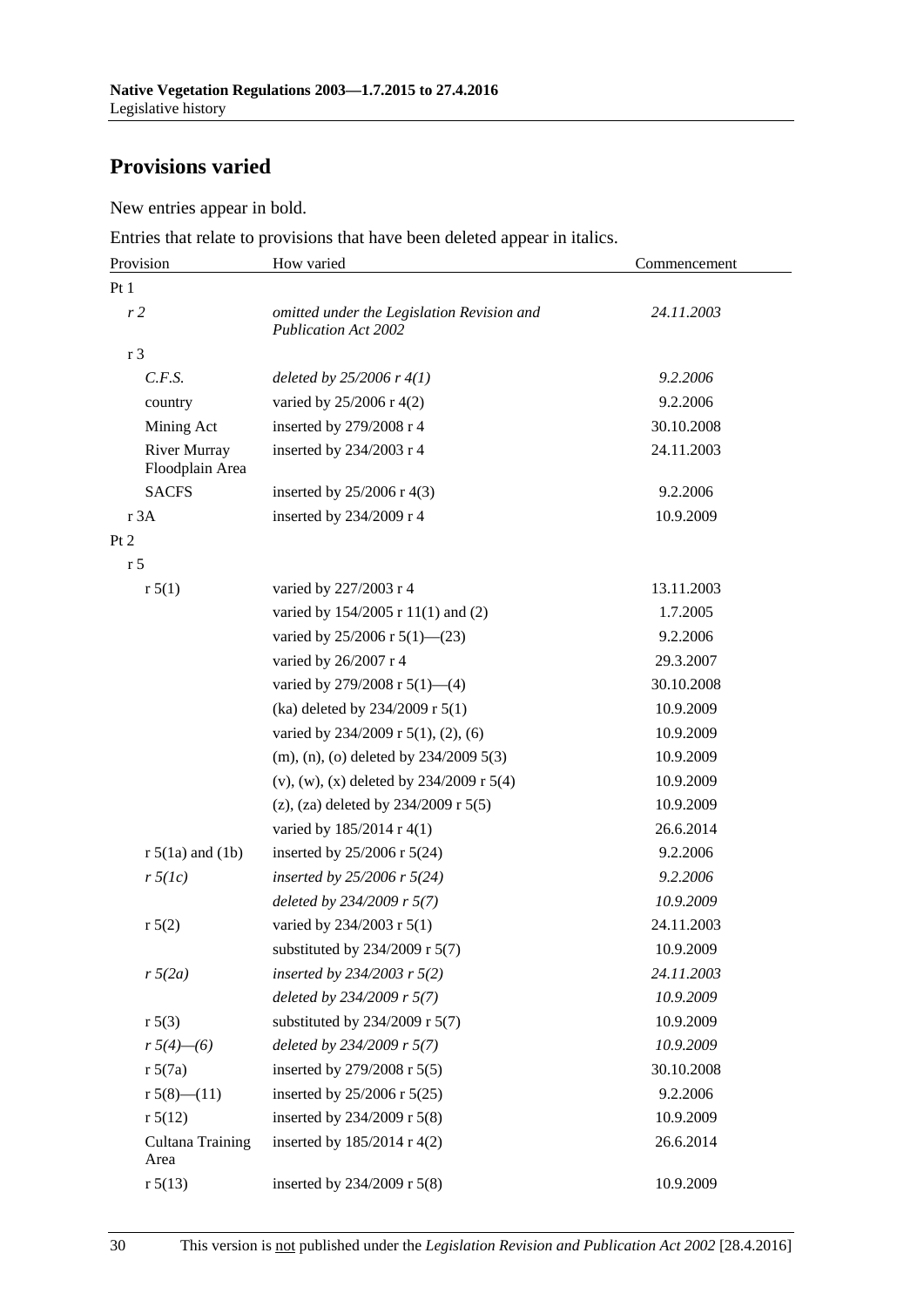## Provisions varied

New entries appear in bold.

Entries that relate to provisions that have been deleted appear in italics.

| Provision | How varied | Commencement |
|---|---|---|
| Pt 1 | | |
| *r 2* | *omitted under the Legislation Revision and Publication Act 2002* | *24.11.2003* |
| r 3 | | |
| *C.F.S.* | *deleted by 25/2006 r 4(1)* | *9.2.2006* |
| country | varied by 25/2006 r 4(2) | 9.2.2006 |
| Mining Act | inserted by 279/2008 r 4 | 30.10.2008 |
| River Murray Floodplain Area | inserted by 234/2003 r 4 | 24.11.2003 |
| SACFS | inserted by 25/2006 r 4(3) | 9.2.2006 |
| r 3A | inserted by 234/2009 r 4 | 10.9.2009 |
| Pt 2 | | |
| r 5 | | |
| r 5(1) | varied by 227/2003 r 4 | 13.11.2003 |
| | varied by 154/2005 r 11(1) and (2) | 1.7.2005 |
| | varied by 25/2006 r 5(1)—(23) | 9.2.2006 |
| | varied by 26/2007 r 4 | 29.3.2007 |
| | varied by 279/2008 r 5(1)—(4) | 30.10.2008 |
| | (ka) deleted by 234/2009 r 5(1) | 10.9.2009 |
| | varied by 234/2009 r 5(1), (2), (6) | 10.9.2009 |
| | (m), (n), (o) deleted by 234/2009 5(3) | 10.9.2009 |
| | (v), (w), (x) deleted by 234/2009 r 5(4) | 10.9.2009 |
| | (z), (za) deleted by 234/2009 r 5(5) | 10.9.2009 |
| | varied by 185/2014 r 4(1) | 26.6.2014 |
| r 5(1a) and (1b) | inserted by 25/2006 r 5(24) | 9.2.2006 |
| *r 5(1c)* | *inserted by 25/2006 r 5(24)* | *9.2.2006* |
| | *deleted by 234/2009 r 5(7)* | *10.9.2009* |
| r 5(2) | varied by 234/2003 r 5(1) | 24.11.2003 |
| | substituted by 234/2009 r 5(7) | 10.9.2009 |
| *r 5(2a)* | *inserted by 234/2003 r 5(2)* | *24.11.2003* |
| | *deleted by 234/2009 r 5(7)* | *10.9.2009* |
| r 5(3) | substituted by 234/2009 r 5(7) | 10.9.2009 |
| *r 5(4)—(6)* | *deleted by 234/2009 r 5(7)* | *10.9.2009* |
| r 5(7a) | inserted by 279/2008 r 5(5) | 30.10.2008 |
| r 5(8)—(11) | inserted by 25/2006 r 5(25) | 9.2.2006 |
| r 5(12) | inserted by 234/2009 r 5(8) | 10.9.2009 |
| Cultana Training Area | inserted by 185/2014 r 4(2) | 26.6.2014 |
| r 5(13) | inserted by 234/2009 r 5(8) | 10.9.2009 |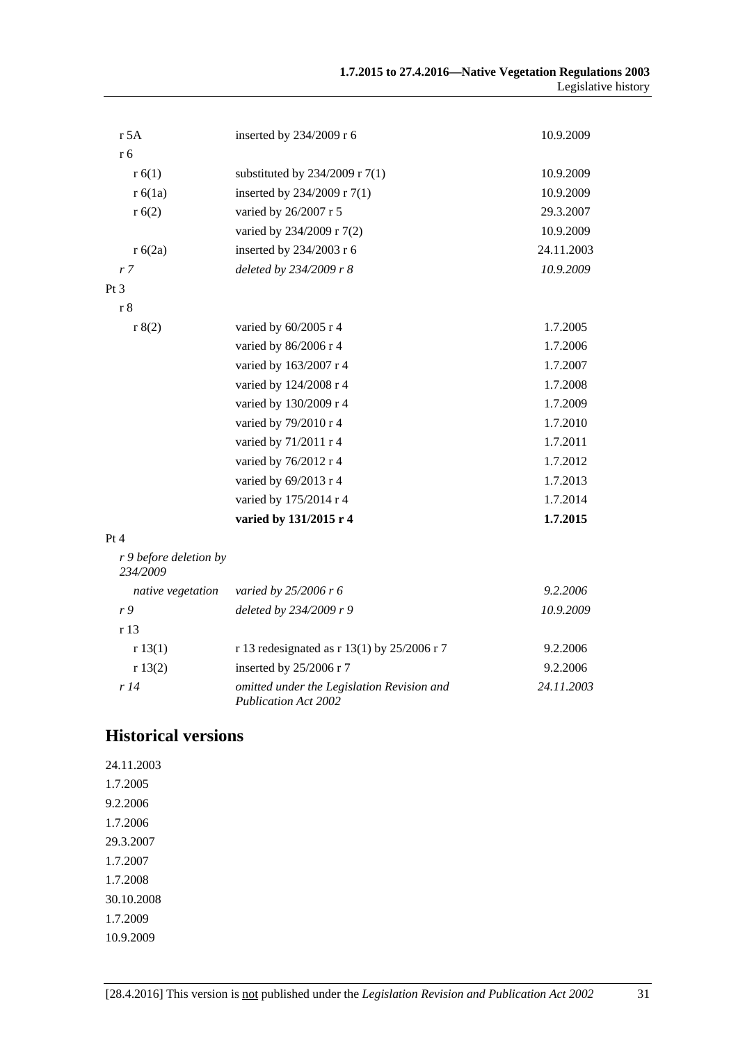| | | |
|---|---|---|
| r 5A | inserted by 234/2009 r 6 | 10.9.2009 |
| r 6 | | |
| r 6(1) | substituted by 234/2009 r 7(1) | 10.9.2009 |
| r 6(1a) | inserted by 234/2009 r 7(1) | 10.9.2009 |
| r 6(2) | varied by 26/2007 r 5 | 29.3.2007 |
| | varied by 234/2009 r 7(2) | 10.9.2009 |
| r 6(2a) | inserted by 234/2003 r 6 | 24.11.2003 |
| *r 7* | *deleted by 234/2009 r 8* | *10.9.2009* |
| Pt 3 | | |
| r 8 | | |
| r 8(2) | varied by 60/2005 r 4 | 1.7.2005 |
| | varied by 86/2006 r 4 | 1.7.2006 |
| | varied by 163/2007 r 4 | 1.7.2007 |
| | varied by 124/2008 r 4 | 1.7.2008 |
| | varied by 130/2009 r 4 | 1.7.2009 |
| | varied by 79/2010 r 4 | 1.7.2010 |
| | varied by 71/2011 r 4 | 1.7.2011 |
| | varied by 76/2012 r 4 | 1.7.2012 |
| | varied by 69/2013 r 4 | 1.7.2013 |
| | varied by 175/2014 r 4 | 1.7.2014 |
| | **varied by 131/2015 r 4** | **1.7.2015** |
| Pt 4 | | |
| *r 9 before deletion by 234/2009* | | |
| *native vegetation* | *varied by 25/2006 r 6* | *9.2.2006* |
| *r 9* | *deleted by 234/2009 r 9* | *10.9.2009* |
| r 13 | | |
| r 13(1) | r 13 redesignated as r 13(1) by 25/2006 r 7 | 9.2.2006 |
| r 13(2) | inserted by 25/2006 r 7 | 9.2.2006 |
| *r 14* | *omitted under the Legislation Revision and Publication Act 2002* | *24.11.2003* |

## Historical versions

24.11.2003
1.7.2005
9.2.2006
1.7.2006
29.3.2007
1.7.2007
1.7.2008
30.10.2008
1.7.2009
10.9.2009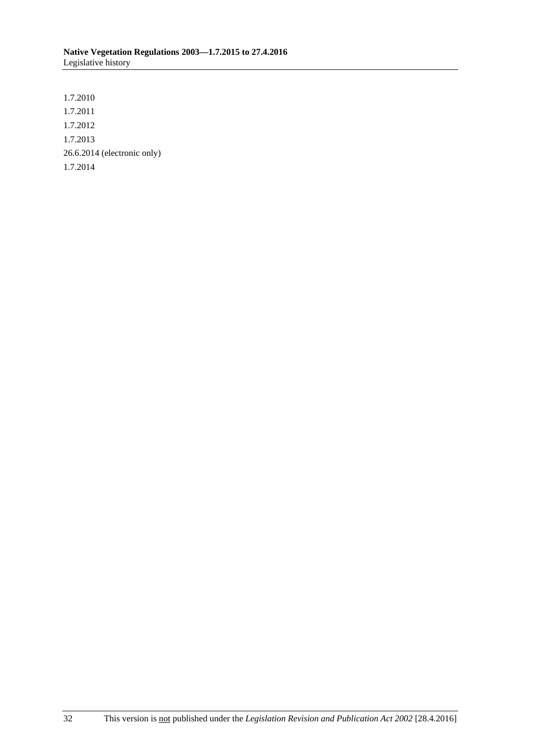1.7.2010

1.7.2011

1.7.2012

1.7.2013

26.6.2014 (electronic only)

1.7.2014